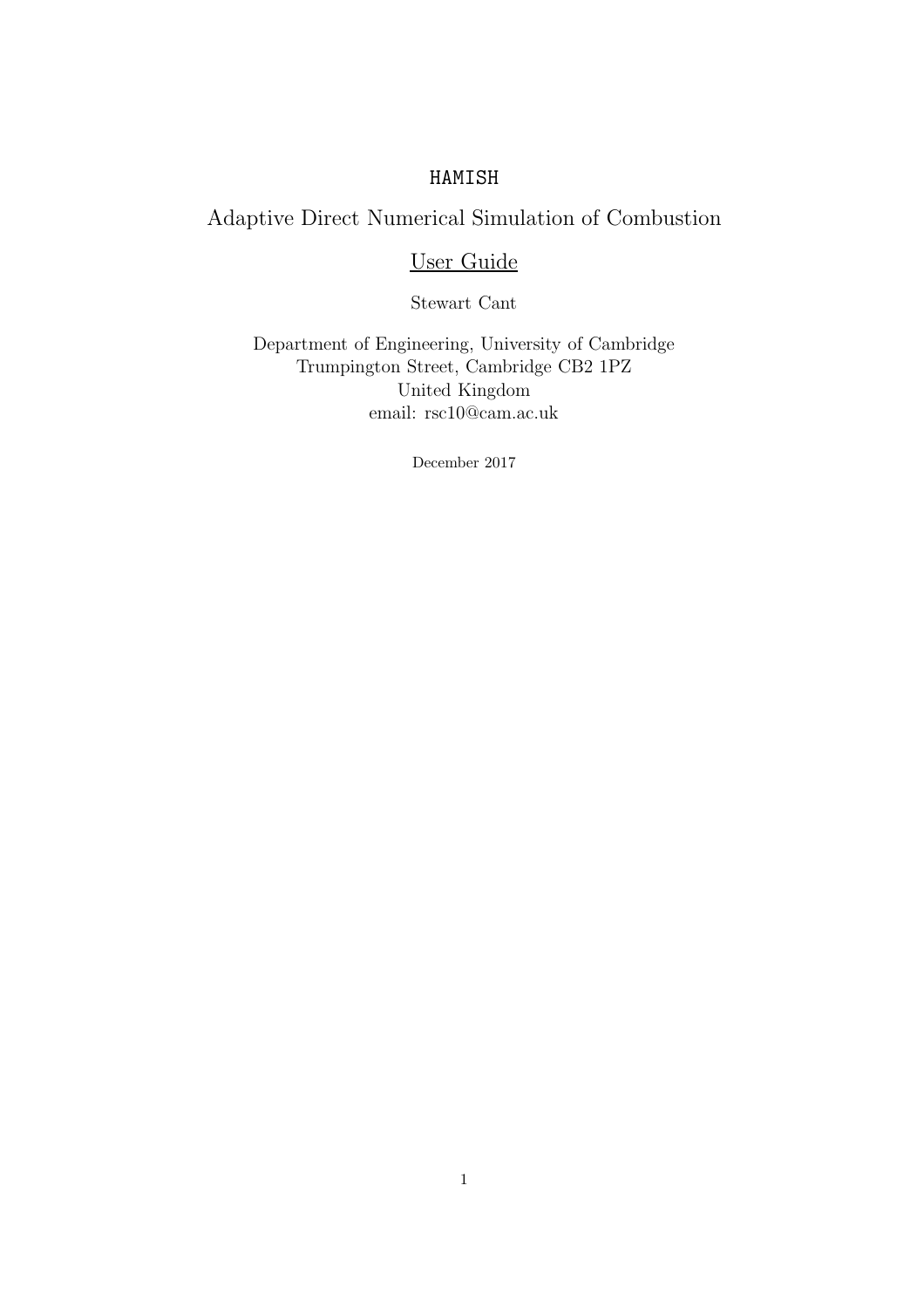# HAMISH

## Adaptive Direct Numerical Simulation of Combustion

## User Guide

Stewart Cant

Department of Engineering, University of Cambridge
Trumpington Street, Cambridge CB2 1PZ
United Kingdom
email: rsc10@cam.ac.uk

December 2017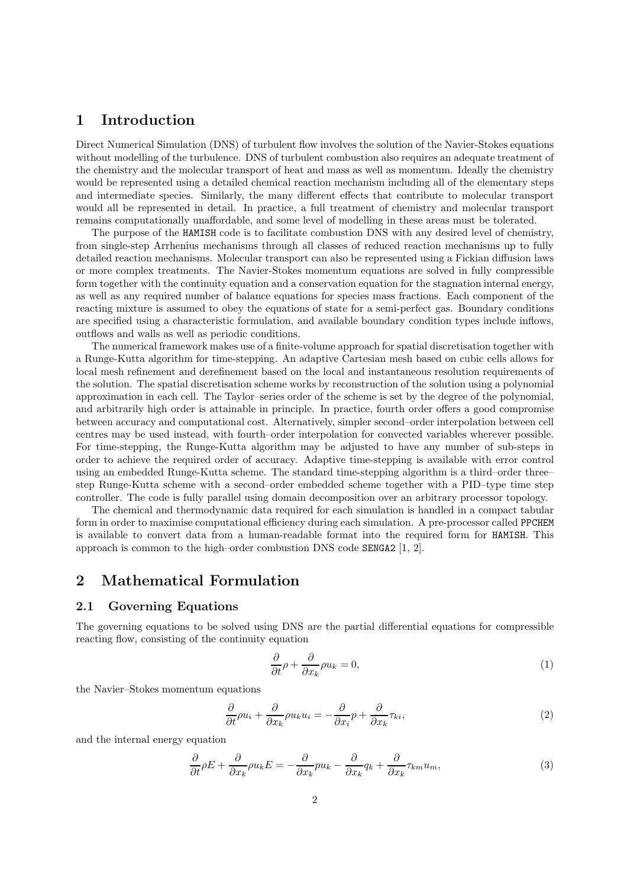# 1 Introduction

Direct Numerical Simulation (DNS) of turbulent flow involves the solution of the Navier-Stokes equations without modelling of the turbulence. DNS of turbulent combustion also requires an adequate treatment of the chemistry and the molecular transport of heat and mass as well as momentum. Ideally the chemistry would be represented using a detailed chemical reaction mechanism including all of the elementary steps and intermediate species. Similarly, the many different effects that contribute to molecular transport would all be represented in detail. In practice, a full treatment of chemistry and molecular transport remains computationally unaffordable, and some level of modelling in these areas must be tolerated.

The purpose of the `HAMISH` code is to facilitate combustion DNS with any desired level of chemistry, from single-step Arrhenius mechanisms through all classes of reduced reaction mechanisms up to fully detailed reaction mechanisms. Molecular transport can also be represented using a Fickian diffusion laws or more complex treatments. The Navier-Stokes momentum equations are solved in fully compressible form together with the continuity equation and a conservation equation for the stagnation internal energy, as well as any required number of balance equations for species mass fractions. Each component of the reacting mixture is assumed to obey the equations of state for a semi-perfect gas. Boundary conditions are specified using a characteristic formulation, and available boundary condition types include inflows, outflows and walls as well as periodic conditions.

The numerical framework makes use of a finite-volume approach for spatial discretisation together with a Runge-Kutta algorithm for time-stepping. An adaptive Cartesian mesh based on cubic cells allows for local mesh refinement and derefinement based on the local and instantaneous resolution requirements of the solution. The spatial discretisation scheme works by reconstruction of the solution using a polynomial approximation in each cell. The Taylor–series order of the scheme is set by the degree of the polynomial, and arbitrarily high order is attainable in principle. In practice, fourth order offers a good compromise between accuracy and computational cost. Alternatively, simpler second–order interpolation between cell centres may be used instead, with fourth–order interpolation for convected variables wherever possible. For time-stepping, the Runge-Kutta algorithm may be adjusted to have any number of sub-steps in order to achieve the required order of accuracy. Adaptive time-stepping is available with error control using an embedded Runge-Kutta scheme. The standard time-stepping algorithm is a third–order three–step Runge-Kutta scheme with a second–order embedded scheme together with a PID–type time step controller. The code is fully parallel using domain decomposition over an arbitrary processor topology.

The chemical and thermodynamic data required for each simulation is handled in a compact tabular form in order to maximise computational efficiency during each simulation. A pre-processor called `PPCHEM` is available to convert data from a human-readable format into the required form for `HAMISH`. This approach is common to the high–order combustion DNS code `SENGA2` [1, 2].

# 2 Mathematical Formulation

## 2.1 Governing Equations

The governing equations to be solved using DNS are the partial differential equations for compressible reacting flow, consisting of the continuity equation

$$\frac{\partial}{\partial t}\rho + \frac{\partial}{\partial x_k}\rho u_k = 0, \tag{1}$$

the Navier–Stokes momentum equations

$$\frac{\partial}{\partial t}\rho u_i + \frac{\partial}{\partial x_k}\rho u_k u_i = -\frac{\partial}{\partial x_i}p + \frac{\partial}{\partial x_k}\tau_{ki}, \tag{2}$$

and the internal energy equation

$$\frac{\partial}{\partial t}\rho E + \frac{\partial}{\partial x_k}\rho u_k E = -\frac{\partial}{\partial x_k}p u_k - \frac{\partial}{\partial x_k}q_k + \frac{\partial}{\partial x_k}\tau_{km}u_m, \tag{3}$$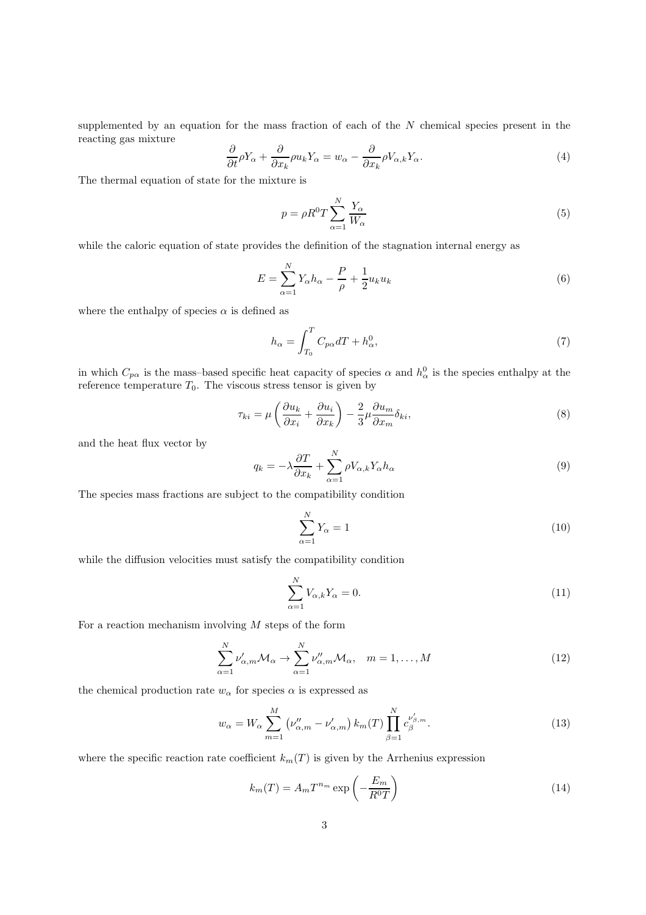supplemented by an equation for the mass fraction of each of the $N$ chemical species present in the reacting gas mixture

$$\frac{\partial}{\partial t}\rho Y_\alpha + \frac{\partial}{\partial x_k}\rho u_k Y_\alpha = w_\alpha - \frac{\partial}{\partial x_k}\rho V_{\alpha,k} Y_\alpha. \tag{4}$$

The thermal equation of state for the mixture is

$$p = \rho R^0 T \sum_{\alpha=1}^{N} \frac{Y_\alpha}{W_\alpha} \tag{5}$$

while the caloric equation of state provides the definition of the stagnation internal energy as

$$E = \sum_{\alpha=1}^{N} Y_\alpha h_\alpha - \frac{P}{\rho} + \frac{1}{2} u_k u_k \tag{6}$$

where the enthalpy of species $\alpha$ is defined as

$$h_\alpha = \int_{T_0}^{T} C_{p\alpha} dT + h_\alpha^0, \tag{7}$$

in which $C_{p\alpha}$ is the mass–based specific heat capacity of species $\alpha$ and $h_\alpha^0$ is the species enthalpy at the reference temperature $T_0$. The viscous stress tensor is given by

$$\tau_{ki} = \mu \left( \frac{\partial u_k}{\partial x_i} + \frac{\partial u_i}{\partial x_k} \right) - \frac{2}{3}\mu \frac{\partial u_m}{\partial x_m} \delta_{ki}, \tag{8}$$

and the heat flux vector by

$$q_k = -\lambda \frac{\partial T}{\partial x_k} + \sum_{\alpha=1}^{N} \rho V_{\alpha,k} Y_\alpha h_\alpha \tag{9}$$

The species mass fractions are subject to the compatibility condition

$$\sum_{\alpha=1}^{N} Y_\alpha = 1 \tag{10}$$

while the diffusion velocities must satisfy the compatibility condition

$$\sum_{\alpha=1}^{N} V_{\alpha,k} Y_\alpha = 0. \tag{11}$$

For a reaction mechanism involving $M$ steps of the form

$$\sum_{\alpha=1}^{N} \nu'_{\alpha,m} \mathcal{M}_\alpha \rightarrow \sum_{\alpha=1}^{N} \nu''_{\alpha,m} \mathcal{M}_\alpha, \quad m = 1, \ldots, M \tag{12}$$

the chemical production rate $w_\alpha$ for species $\alpha$ is expressed as

$$w_\alpha = W_\alpha \sum_{m=1}^{M} \left( \nu''_{\alpha,m} - \nu'_{\alpha,m} \right) k_m(T) \prod_{\beta=1}^{N} c_\beta^{\nu'_{\beta,m}}. \tag{13}$$

where the specific reaction rate coefficient $k_m(T)$ is given by the Arrhenius expression

$$k_m(T) = A_m T^{n_m} \exp\left( -\frac{E_m}{R^0 T} \right) \tag{14}$$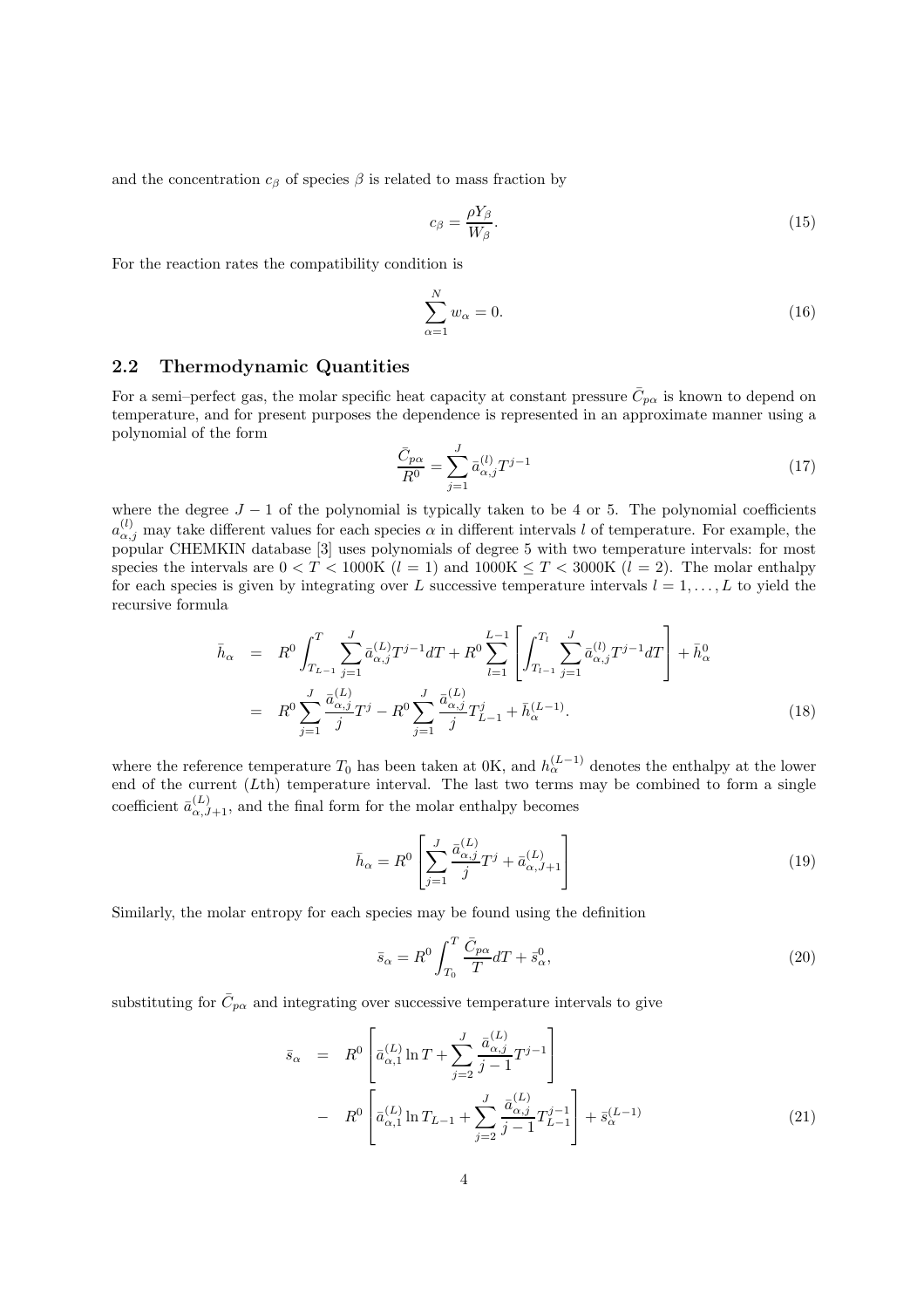and the concentration $c_\beta$ of species $\beta$ is related to mass fraction by

$$c_\beta = \frac{\rho Y_\beta}{W_\beta}. \tag{15}$$

For the reaction rates the compatibility condition is

$$\sum_{\alpha=1}^{N} w_\alpha = 0. \tag{16}$$

### 2.2 Thermodynamic Quantities

For a semi–perfect gas, the molar specific heat capacity at constant pressure $\bar{C}_{p\alpha}$ is known to depend on temperature, and for present purposes the dependence is represented in an approximate manner using a polynomial of the form

$$\frac{\bar{C}_{p\alpha}}{R^0} = \sum_{j=1}^{J} \bar{a}_{\alpha,j}^{(l)} T^{j-1} \tag{17}$$

where the degree $J-1$ of the polynomial is typically taken to be 4 or 5. The polynomial coefficients $a_{\alpha,j}^{(l)}$ may take different values for each species $\alpha$ in different intervals $l$ of temperature. For example, the popular CHEMKIN database [3] uses polynomials of degree 5 with two temperature intervals: for most species the intervals are $0 < T < 1000\mathrm{K}$ ($l = 1$) and $1000\mathrm{K} \leq T < 3000\mathrm{K}$ ($l = 2$). The molar enthalpy for each species is given by integrating over $L$ successive temperature intervals $l = 1, \ldots, L$ to yield the recursive formula

$$\begin{aligned}
\bar{h}_\alpha &= R^0 \int_{T_{L-1}}^{T} \sum_{j=1}^{J} \bar{a}_{\alpha,j}^{(L)} T^{j-1} dT + R^0 \sum_{l=1}^{L-1} \left[ \int_{T_{l-1}}^{T_l} \sum_{j=1}^{J} \bar{a}_{\alpha,j}^{(l)} T^{j-1} dT \right] + \bar{h}_\alpha^0 \\
&= R^0 \sum_{j=1}^{J} \frac{\bar{a}_{\alpha,j}^{(L)}}{j} T^j - R^0 \sum_{j=1}^{J} \frac{\bar{a}_{\alpha,j}^{(L)}}{j} T_{L-1}^j + \bar{h}_\alpha^{(L-1)}.
\end{aligned} \tag{18}$$

where the reference temperature $T_0$ has been taken at 0K, and $h_\alpha^{(L-1)}$ denotes the enthalpy at the lower end of the current ($L$th) temperature interval. The last two terms may be combined to form a single coefficient $\bar{a}_{\alpha,J+1}^{(L)}$, and the final form for the molar enthalpy becomes

$$\bar{h}_\alpha = R^0 \left[ \sum_{j=1}^{J} \frac{\bar{a}_{\alpha,j}^{(L)}}{j} T^j + \bar{a}_{\alpha,J+1}^{(L)} \right] \tag{19}$$

Similarly, the molar entropy for each species may be found using the definition

$$\bar{s}_\alpha = R^0 \int_{T_0}^{T} \frac{\bar{C}_{p\alpha}}{T} dT + \bar{s}_\alpha^0, \tag{20}$$

substituting for $\bar{C}_{p\alpha}$ and integrating over successive temperature intervals to give

$$\begin{aligned}
\bar{s}_\alpha &= R^0 \left[ \bar{a}_{\alpha,1}^{(L)} \ln T + \sum_{j=2}^{J} \frac{\bar{a}_{\alpha,j}^{(L)}}{j-1} T^{j-1} \right] \\
&- R^0 \left[ \bar{a}_{\alpha,1}^{(L)} \ln T_{L-1} + \sum_{j=2}^{J} \frac{\bar{a}_{\alpha,j}^{(L)}}{j-1} T_{L-1}^{j-1} \right] + \bar{s}_\alpha^{(L-1)}
\end{aligned} \tag{21}$$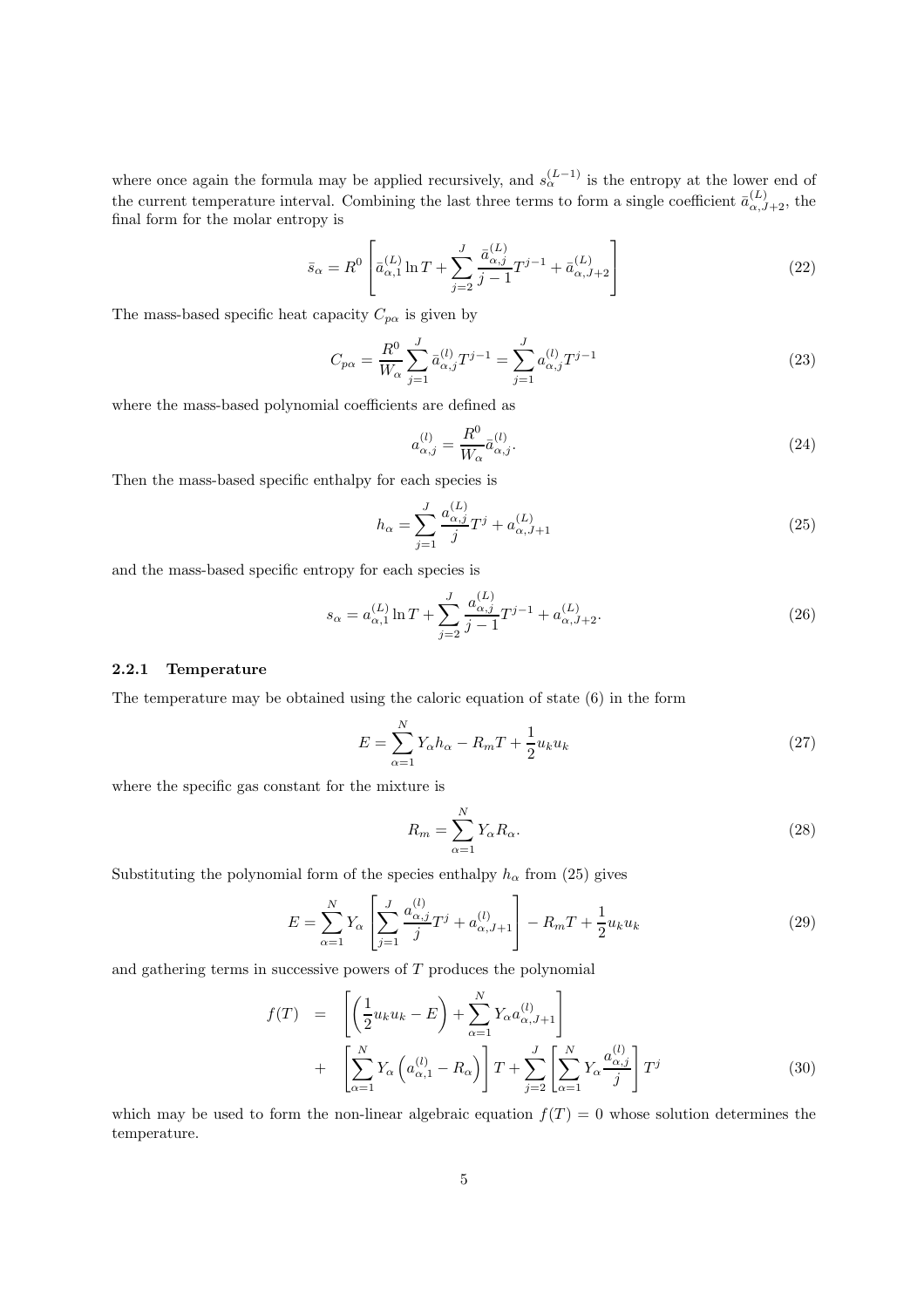where once again the formula may be applied recursively, and $s_\alpha^{(L-1)}$ is the entropy at the lower end of the current temperature interval. Combining the last three terms to form a single coefficient $\bar{a}^{(L)}_{\alpha,J+2}$, the final form for the molar entropy is

$$\bar{s}_\alpha = R^0 \left[ \bar{a}^{(L)}_{\alpha,1} \ln T + \sum_{j=2}^{J} \frac{\bar{a}^{(L)}_{\alpha,j}}{j-1} T^{j-1} + \bar{a}^{(L)}_{\alpha,J+2} \right] \tag{22}$$

The mass-based specific heat capacity $C_{p\alpha}$ is given by

$$C_{p\alpha} = \frac{R^0}{W_\alpha} \sum_{j=1}^{J} \bar{a}^{(l)}_{\alpha,j} T^{j-1} = \sum_{j=1}^{J} a^{(l)}_{\alpha,j} T^{j-1} \tag{23}$$

where the mass-based polynomial coefficients are defined as

$$a^{(l)}_{\alpha,j} = \frac{R^0}{W_\alpha} \bar{a}^{(l)}_{\alpha,j}. \tag{24}$$

Then the mass-based specific enthalpy for each species is

$$h_\alpha = \sum_{j=1}^{J} \frac{a^{(L)}_{\alpha,j}}{j} T^j + a^{(L)}_{\alpha,J+1} \tag{25}$$

and the mass-based specific entropy for each species is

$$s_\alpha = a^{(L)}_{\alpha,1} \ln T + \sum_{j=2}^{J} \frac{a^{(L)}_{\alpha,j}}{j-1} T^{j-1} + a^{(L)}_{\alpha,J+2}. \tag{26}$$

### 2.2.1 Temperature

The temperature may be obtained using the caloric equation of state (6) in the form

$$E = \sum_{\alpha=1}^{N} Y_\alpha h_\alpha - R_m T + \frac{1}{2} u_k u_k \tag{27}$$

where the specific gas constant for the mixture is

$$R_m = \sum_{\alpha=1}^{N} Y_\alpha R_\alpha. \tag{28}$$

Substituting the polynomial form of the species enthalpy $h_\alpha$ from (25) gives

$$E = \sum_{\alpha=1}^{N} Y_\alpha \left[ \sum_{j=1}^{J} \frac{a^{(l)}_{\alpha,j}}{j} T^j + a^{(l)}_{\alpha,J+1} \right] - R_m T + \frac{1}{2} u_k u_k \tag{29}$$

and gathering terms in successive powers of $T$ produces the polynomial

$$\begin{aligned} f(T) \; &= \; \left[ \left( \frac{1}{2} u_k u_k - E \right) + \sum_{\alpha=1}^{N} Y_\alpha a^{(l)}_{\alpha,J+1} \right] \\ &+ \; \left[ \sum_{\alpha=1}^{N} Y_\alpha \left( a^{(l)}_{\alpha,1} - R_\alpha \right) \right] T + \sum_{j=2}^{J} \left[ \sum_{\alpha=1}^{N} Y_\alpha \frac{a^{(l)}_{\alpha,j}}{j} \right] T^j \end{aligned} \tag{30}$$

which may be used to form the non-linear algebraic equation $f(T) = 0$ whose solution determines the temperature.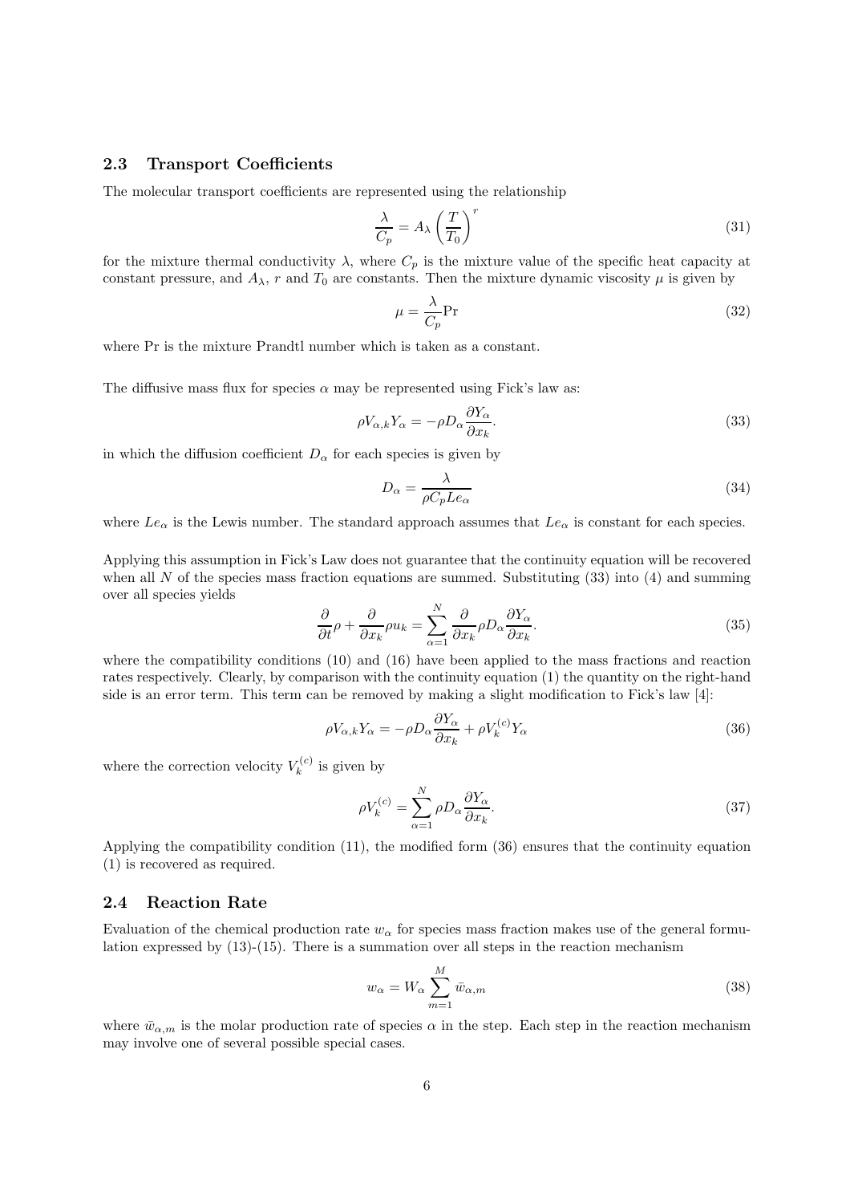### 2.3 Transport Coefficients

The molecular transport coefficients are represented using the relationship

$$\frac{\lambda}{C_p} = A_\lambda \left(\frac{T}{T_0}\right)^r \tag{31}$$

for the mixture thermal conductivity $\lambda$, where $C_p$ is the mixture value of the specific heat capacity at constant pressure, and $A_\lambda$, $r$ and $T_0$ are constants. Then the mixture dynamic viscosity $\mu$ is given by

$$\mu = \frac{\lambda}{C_p}\mathrm{Pr} \tag{32}$$

where Pr is the mixture Prandtl number which is taken as a constant.

The diffusive mass flux for species $\alpha$ may be represented using Fick's law as:

$$\rho V_{\alpha,k} Y_\alpha = -\rho D_\alpha \frac{\partial Y_\alpha}{\partial x_k}. \tag{33}$$

in which the diffusion coefficient $D_\alpha$ for each species is given by

$$D_\alpha = \frac{\lambda}{\rho C_p Le_\alpha} \tag{34}$$

where $Le_\alpha$ is the Lewis number. The standard approach assumes that $Le_\alpha$ is constant for each species.

Applying this assumption in Fick's Law does not guarantee that the continuity equation will be recovered when all $N$ of the species mass fraction equations are summed. Substituting (33) into (4) and summing over all species yields

$$\frac{\partial}{\partial t}\rho + \frac{\partial}{\partial x_k}\rho u_k = \sum_{\alpha=1}^{N} \frac{\partial}{\partial x_k}\rho D_\alpha \frac{\partial Y_\alpha}{\partial x_k}. \tag{35}$$

where the compatibility conditions (10) and (16) have been applied to the mass fractions and reaction rates respectively. Clearly, by comparison with the continuity equation (1) the quantity on the right-hand side is an error term. This term can be removed by making a slight modification to Fick's law [4]:

$$\rho V_{\alpha,k} Y_\alpha = -\rho D_\alpha \frac{\partial Y_\alpha}{\partial x_k} + \rho V_k^{(c)} Y_\alpha \tag{36}$$

where the correction velocity $V_k^{(c)}$ is given by

$$\rho V_k^{(c)} = \sum_{\alpha=1}^{N} \rho D_\alpha \frac{\partial Y_\alpha}{\partial x_k}. \tag{37}$$

Applying the compatibility condition (11), the modified form (36) ensures that the continuity equation (1) is recovered as required.

### 2.4 Reaction Rate

Evaluation of the chemical production rate $w_\alpha$ for species mass fraction makes use of the general formulation expressed by (13)-(15). There is a summation over all steps in the reaction mechanism

$$w_\alpha = W_\alpha \sum_{m=1}^{M} \bar{w}_{\alpha,m} \tag{38}$$

where $\bar{w}_{\alpha,m}$ is the molar production rate of species $\alpha$ in the step. Each step in the reaction mechanism may involve one of several possible special cases.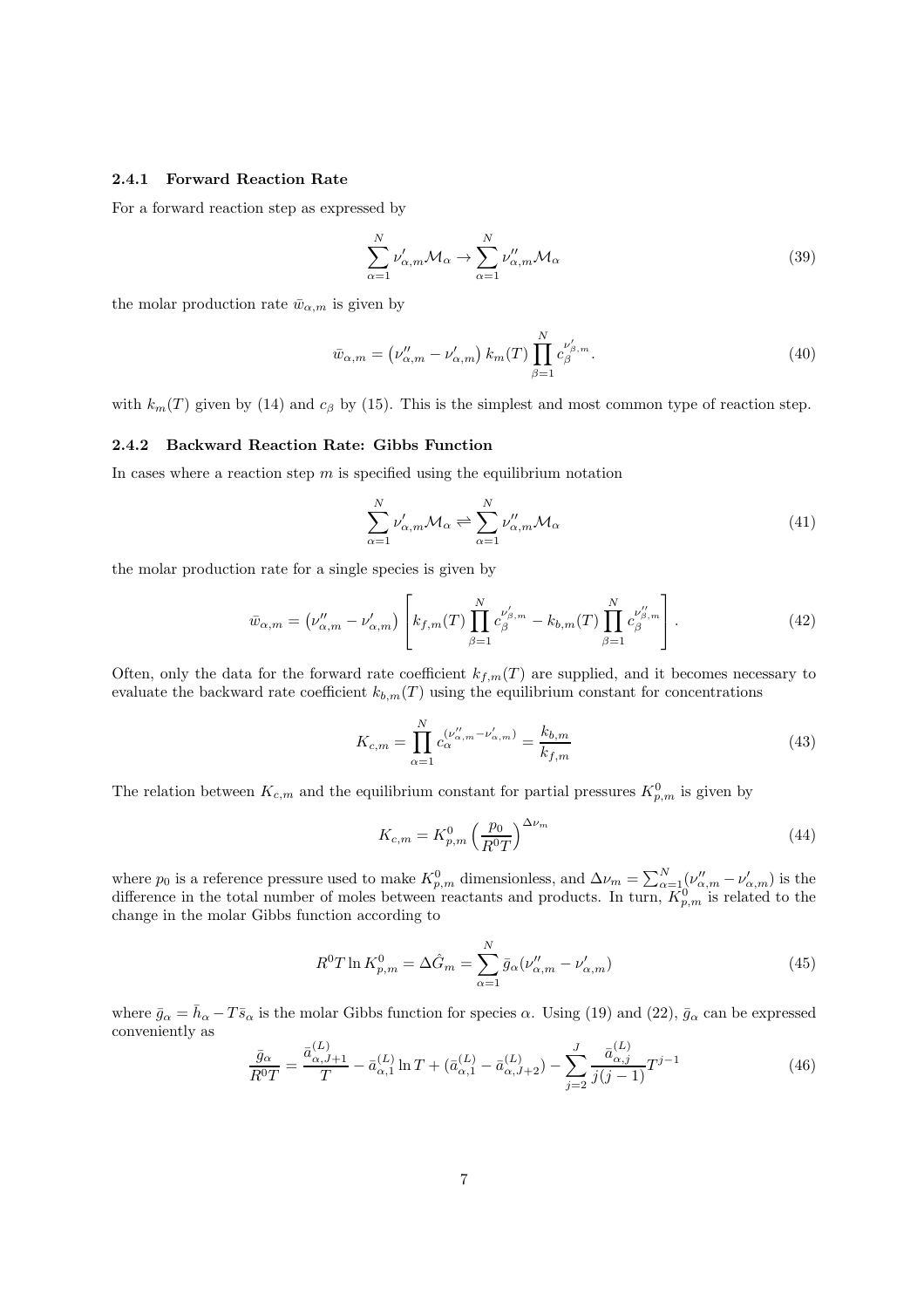### 2.4.1 Forward Reaction Rate

For a forward reaction step as expressed by

$$\sum_{\alpha=1}^{N} \nu'_{\alpha,m} \mathcal{M}_\alpha \rightarrow \sum_{\alpha=1}^{N} \nu''_{\alpha,m} \mathcal{M}_\alpha \tag{39}$$

the molar production rate $\bar{w}_{\alpha,m}$ is given by

$$\bar{w}_{\alpha,m} = \left(\nu''_{\alpha,m} - \nu'_{\alpha,m}\right) k_m(T) \prod_{\beta=1}^{N} c_\beta^{\nu'_{\beta,m}}. \tag{40}$$

with $k_m(T)$ given by (14) and $c_\beta$ by (15). This is the simplest and most common type of reaction step.

### 2.4.2 Backward Reaction Rate: Gibbs Function

In cases where a reaction step $m$ is specified using the equilibrium notation

$$\sum_{\alpha=1}^{N} \nu'_{\alpha,m} \mathcal{M}_\alpha \rightleftharpoons \sum_{\alpha=1}^{N} \nu''_{\alpha,m} \mathcal{M}_\alpha \tag{41}$$

the molar production rate for a single species is given by

$$\bar{w}_{\alpha,m} = \left(\nu''_{\alpha,m} - \nu'_{\alpha,m}\right) \left[ k_{f,m}(T) \prod_{\beta=1}^{N} c_\beta^{\nu'_{\beta,m}} - k_{b,m}(T) \prod_{\beta=1}^{N} c_\beta^{\nu''_{\beta,m}} \right]. \tag{42}$$

Often, only the data for the forward rate coefficient $k_{f,m}(T)$ are supplied, and it becomes necessary to evaluate the backward rate coefficient $k_{b,m}(T)$ using the equilibrium constant for concentrations

$$K_{c,m} = \prod_{\alpha=1}^{N} c_\alpha^{(\nu''_{\alpha,m} - \nu'_{\alpha,m})} = \frac{k_{b,m}}{k_{f,m}} \tag{43}$$

The relation between $K_{c,m}$ and the equilibrium constant for partial pressures $K^0_{p,m}$ is given by

$$K_{c,m} = K^0_{p,m} \left(\frac{p_0}{R^0 T}\right)^{\Delta \nu_m} \tag{44}$$

where $p_0$ is a reference pressure used to make $K^0_{p,m}$ dimensionless, and $\Delta \nu_m = \sum_{\alpha=1}^{N} (\nu''_{\alpha,m} - \nu'_{\alpha,m})$ is the difference in the total number of moles between reactants and products. In turn, $K^0_{p,m}$ is related to the change in the molar Gibbs function according to

$$R^0 T \ln K^0_{p,m} = \Delta \hat{G}_m = \sum_{\alpha=1}^{N} \bar{g}_\alpha (\nu''_{\alpha,m} - \nu'_{\alpha,m}) \tag{45}$$

where $\bar{g}_\alpha = \bar{h}_\alpha - T \bar{s}_\alpha$ is the molar Gibbs function for species $\alpha$. Using (19) and (22), $\bar{g}_\alpha$ can be expressed conveniently as

$$\frac{\bar{g}_\alpha}{R^0 T} = \frac{\bar{a}^{(L)}_{\alpha,J+1}}{T} - \bar{a}^{(L)}_{\alpha,1} \ln T + (\bar{a}^{(L)}_{\alpha,1} - \bar{a}^{(L)}_{\alpha,J+2}) - \sum_{j=2}^{J} \frac{\bar{a}^{(L)}_{\alpha,j}}{j(j-1)} T^{j-1} \tag{46}$$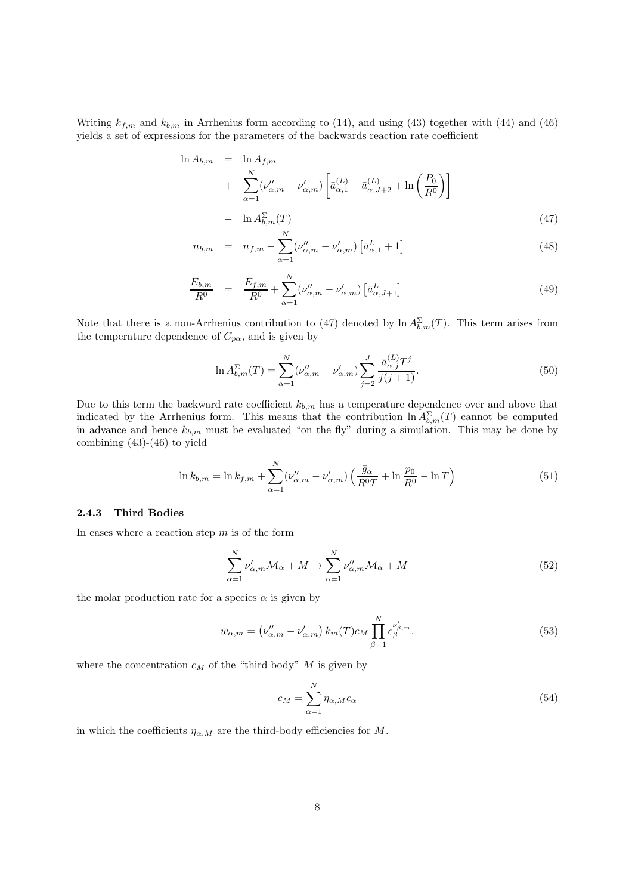Writing $k_{f,m}$ and $k_{b,m}$ in Arrhenius form according to (14), and using (43) together with (44) and (46) yields a set of expressions for the parameters of the backwards reaction rate coefficient

$$
\begin{aligned}
\ln A_{b,m} &= \ln A_{f,m} \\
&+ \sum_{\alpha=1}^{N} (\nu''_{\alpha,m} - \nu'_{\alpha,m}) \left[ \bar{a}^{(L)}_{\alpha,1} - \bar{a}^{(L)}_{\alpha,J+2} + \ln\left(\frac{P_0}{R^0}\right) \right] \\
&- \ln A^{\Sigma}_{b,m}(T)
\end{aligned}
\tag{47}
$$

$$
n_{b,m} = n_{f,m} - \sum_{\alpha=1}^{N} (\nu''_{\alpha,m} - \nu'_{\alpha,m}) \left[ \bar{a}^{L}_{\alpha,1} + 1 \right] \tag{48}
$$

$$
\frac{E_{b,m}}{R^0} = \frac{E_{f,m}}{R^0} + \sum_{\alpha=1}^{N} (\nu''_{\alpha,m} - \nu'_{\alpha,m}) \left[ \bar{a}^{L}_{\alpha,J+1} \right] \tag{49}
$$

Note that there is a non-Arrhenius contribution to (47) denoted by $\ln A^{\Sigma}_{b,m}(T)$. This term arises from the temperature dependence of $C_{p\alpha}$, and is given by

$$
\ln A^{\Sigma}_{b,m}(T) = \sum_{\alpha=1}^{N} (\nu''_{\alpha,m} - \nu'_{\alpha,m}) \sum_{j=2}^{J} \frac{\bar{a}^{(L)}_{\alpha,j} T^j}{j(j+1)}. \tag{50}
$$

Due to this term the backward rate coefficient $k_{b,m}$ has a temperature dependence over and above that indicated by the Arrhenius form. This means that the contribution $\ln A^{\Sigma}_{b,m}(T)$ cannot be computed in advance and hence $k_{b,m}$ must be evaluated "on the fly" during a simulation. This may be done by combining (43)-(46) to yield

$$
\ln k_{b,m} = \ln k_{f,m} + \sum_{\alpha=1}^{N} (\nu''_{\alpha,m} - \nu'_{\alpha,m}) \left( \frac{\bar{g}_\alpha}{R^0 T} + \ln \frac{p_0}{R^0} - \ln T \right) \tag{51}
$$

### 2.4.3 Third Bodies

In cases where a reaction step $m$ is of the form

$$
\sum_{\alpha=1}^{N} \nu'_{\alpha,m} \mathcal{M}_\alpha + M \rightarrow \sum_{\alpha=1}^{N} \nu''_{\alpha,m} \mathcal{M}_\alpha + M \tag{52}
$$

the molar production rate for a species $\alpha$ is given by

$$
\bar{w}_{\alpha,m} = \left( \nu''_{\alpha,m} - \nu'_{\alpha,m} \right) k_m(T) c_M \prod_{\beta=1}^{N} c_\beta^{\nu'_{\beta,m}}. \tag{53}
$$

where the concentration $c_M$ of the "third body" $M$ is given by

$$
c_M = \sum_{\alpha=1}^{N} \eta_{\alpha,M} c_\alpha \tag{54}
$$

in which the coefficients $\eta_{\alpha,M}$ are the third-body efficiencies for $M$.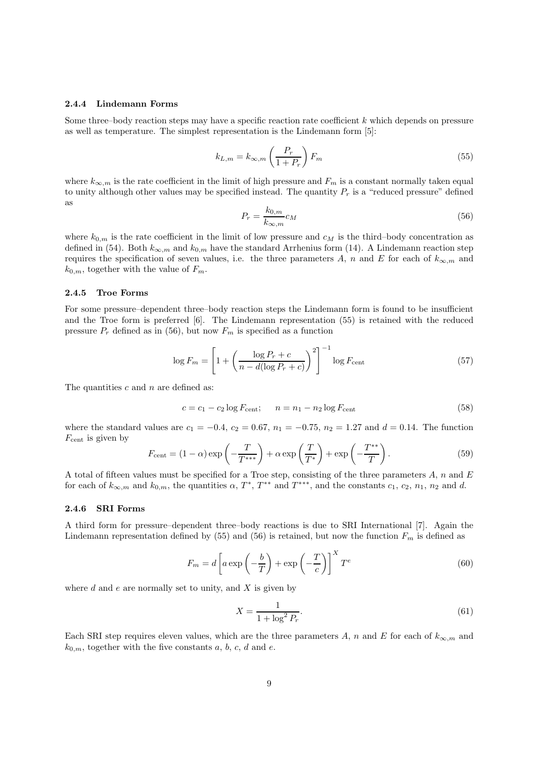### 2.4.4 Lindemann Forms

Some three–body reaction steps may have a specific reaction rate coefficient $k$ which depends on pressure as well as temperature. The simplest representation is the Lindemann form [5]:

$$k_{L,m} = k_{\infty,m} \left( \frac{P_r}{1 + P_r} \right) F_m \tag{55}$$

where $k_{\infty,m}$ is the rate coefficient in the limit of high pressure and $F_m$ is a constant normally taken equal to unity although other values may be specified instead. The quantity $P_r$ is a "reduced pressure" defined as

$$P_r = \frac{k_{0,m}}{k_{\infty,m}} c_M \tag{56}$$

where $k_{0,m}$ is the rate coefficient in the limit of low pressure and $c_M$ is the third–body concentration as defined in (54). Both $k_{\infty,m}$ and $k_{0,m}$ have the standard Arrhenius form (14). A Lindemann reaction step requires the specification of seven values, i.e. the three parameters $A$, $n$ and $E$ for each of $k_{\infty,m}$ and $k_{0,m}$, together with the value of $F_m$.

### 2.4.5 Troe Forms

For some pressure–dependent three–body reaction steps the Lindemann form is found to be insufficient and the Troe form is preferred [6]. The Lindemann representation (55) is retained with the reduced pressure $P_r$ defined as in (56), but now $F_m$ is specified as a function

$$\log F_m = \left[ 1 + \left( \frac{\log P_r + c}{n - d(\log P_r + c)} \right)^2 \right]^{-1} \log F_{\text{cent}} \tag{57}$$

The quantities $c$ and $n$ are defined as:

$$c = c_1 - c_2 \log F_{\text{cent}}; \qquad n = n_1 - n_2 \log F_{\text{cent}} \tag{58}$$

where the standard values are $c_1 = -0.4$, $c_2 = 0.67$, $n_1 = -0.75$, $n_2 = 1.27$ and $d = 0.14$. The function $F_{\text{cent}}$ is given by

$$F_{\text{cent}} = (1 - \alpha) \exp\left( -\frac{T}{T^{***}} \right) + \alpha \exp\left( \frac{T}{T^{*}} \right) + \exp\left( -\frac{T^{**}}{T} \right). \tag{59}$$

A total of fifteen values must be specified for a Troe step, consisting of the three parameters $A$, $n$ and $E$ for each of $k_{\infty,m}$ and $k_{0,m}$, the quantities $\alpha$, $T^*$, $T^{**}$ and $T^{***}$, and the constants $c_1$, $c_2$, $n_1$, $n_2$ and $d$.

### 2.4.6 SRI Forms

A third form for pressure–dependent three–body reactions is due to SRI International [7]. Again the Lindemann representation defined by (55) and (56) is retained, but now the function $F_m$ is defined as

$$F_m = d \left[ a \exp\left( -\frac{b}{T} \right) + \exp\left( -\frac{T}{c} \right) \right]^X T^e \tag{60}$$

where $d$ and $e$ are normally set to unity, and $X$ is given by

$$X = \frac{1}{1 + \log^2 P_r}. \tag{61}$$

Each SRI step requires eleven values, which are the three parameters $A$, $n$ and $E$ for each of $k_{\infty,m}$ and $k_{0,m}$, together with the five constants $a$, $b$, $c$, $d$ and $e$.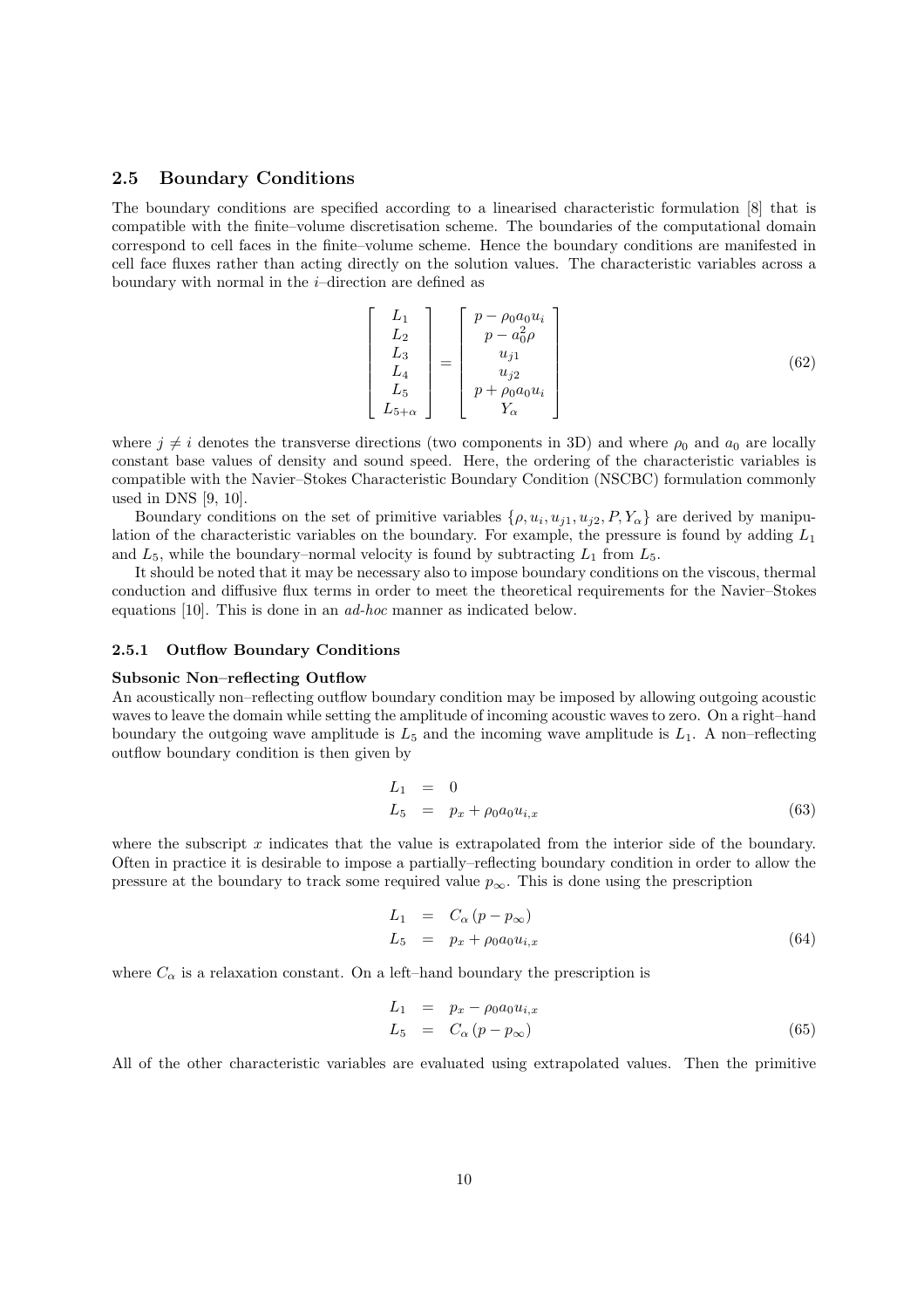## 2.5 Boundary Conditions

The boundary conditions are specified according to a linearised characteristic formulation [8] that is compatible with the finite–volume discretisation scheme. The boundaries of the computational domain correspond to cell faces in the finite–volume scheme. Hence the boundary conditions are manifested in cell face fluxes rather than acting directly on the solution values. The characteristic variables across a boundary with normal in the $i$–direction are defined as

$$
\begin{bmatrix} L_1 \\ L_2 \\ L_3 \\ L_4 \\ L_5 \\ L_{5+\alpha} \end{bmatrix} = \begin{bmatrix} p - \rho_0 a_0 u_i \\ p - a_0^2 \rho \\ u_{j1} \\ u_{j2} \\ p + \rho_0 a_0 u_i \\ Y_\alpha \end{bmatrix} \tag{62}
$$

where $j \neq i$ denotes the transverse directions (two components in 3D) and where $\rho_0$ and $a_0$ are locally constant base values of density and sound speed. Here, the ordering of the characteristic variables is compatible with the Navier–Stokes Characteristic Boundary Condition (NSCBC) formulation commonly used in DNS [9, 10].

Boundary conditions on the set of primitive variables $\{\rho, u_i, u_{j1}, u_{j2}, P, Y_\alpha\}$ are derived by manipulation of the characteristic variables on the boundary. For example, the pressure is found by adding $L_1$ and $L_5$, while the boundary–normal velocity is found by subtracting $L_1$ from $L_5$.

It should be noted that it may be necessary also to impose boundary conditions on the viscous, thermal conduction and diffusive flux terms in order to meet the theoretical requirements for the Navier–Stokes equations [10]. This is done in an *ad-hoc* manner as indicated below.

### 2.5.1 Outflow Boundary Conditions

**Subsonic Non–reflecting Outflow**

An acoustically non–reflecting outflow boundary condition may be imposed by allowing outgoing acoustic waves to leave the domain while setting the amplitude of incoming acoustic waves to zero. On a right–hand boundary the outgoing wave amplitude is $L_5$ and the incoming wave amplitude is $L_1$. A non–reflecting outflow boundary condition is then given by

$$
\begin{aligned}
L_1 &= 0 \\
L_5 &= p_x + \rho_0 a_0 u_{i,x}
\end{aligned} \tag{63}
$$

where the subscript $x$ indicates that the value is extrapolated from the interior side of the boundary. Often in practice it is desirable to impose a partially–reflecting boundary condition in order to allow the pressure at the boundary to track some required value $p_\infty$. This is done using the prescription

$$
\begin{aligned}
L_1 &= C_\alpha (p - p_\infty) \\
L_5 &= p_x + \rho_0 a_0 u_{i,x}
\end{aligned} \tag{64}
$$

where $C_\alpha$ is a relaxation constant. On a left–hand boundary the prescription is

$$
\begin{aligned}
L_1 &= p_x - \rho_0 a_0 u_{i,x} \\
L_5 &= C_\alpha (p - p_\infty)
\end{aligned} \tag{65}
$$

All of the other characteristic variables are evaluated using extrapolated values. Then the primitive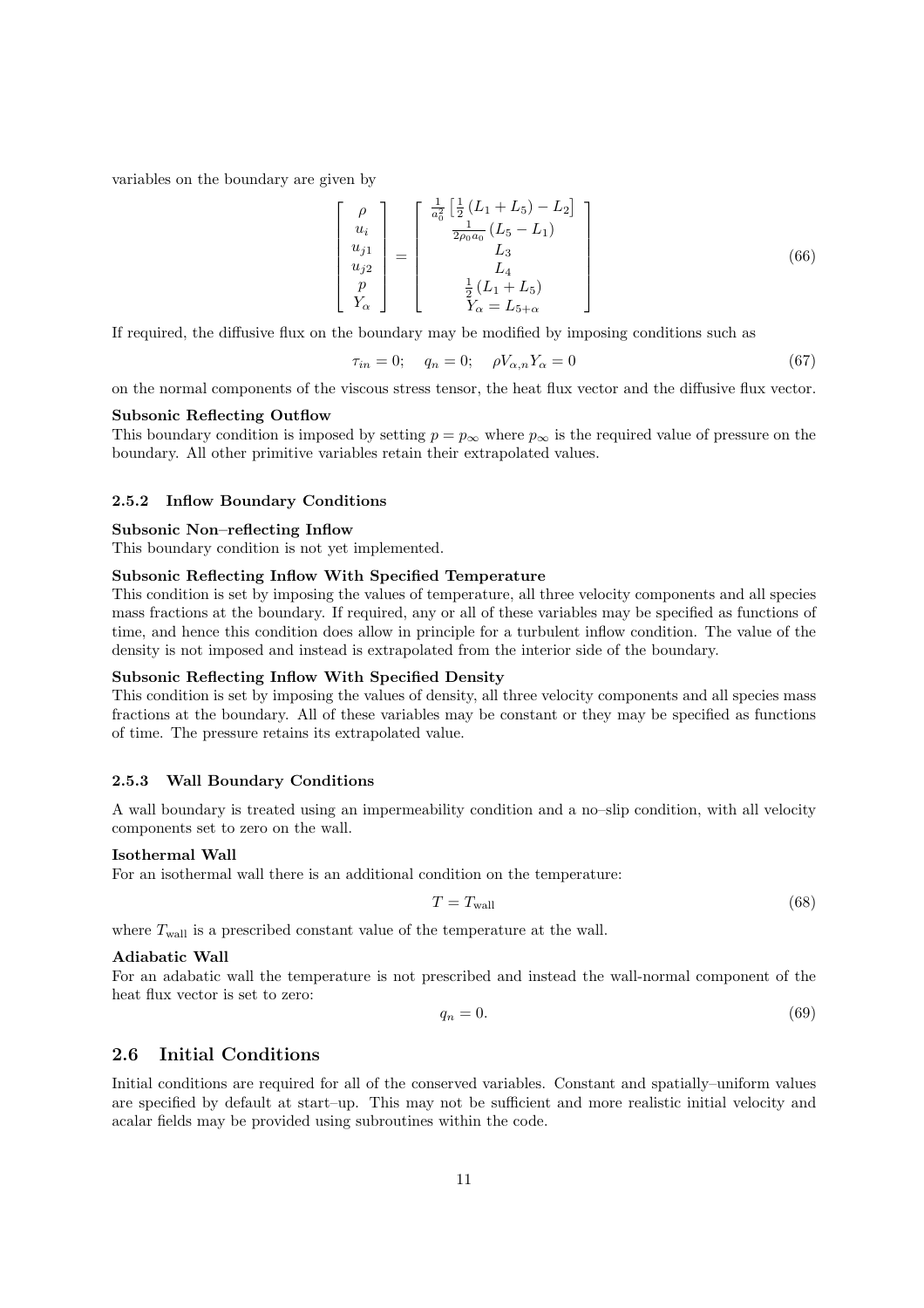variables on the boundary are given by

$$
\begin{bmatrix} \rho \\ u_i \\ u_{j1} \\ u_{j2} \\ p \\ Y_\alpha \end{bmatrix} = \begin{bmatrix} \frac{1}{a_0^2}\left[\frac{1}{2}\left(L_1 + L_5\right) - L_2\right] \\ \frac{1}{2\rho_0 a_0}\left(L_5 - L_1\right) \\ L_3 \\ L_4 \\ \frac{1}{2}\left(L_1 + L_5\right) \\ Y_\alpha = L_{5+\alpha} \end{bmatrix} \tag{66}
$$

If required, the diffusive flux on the boundary may be modified by imposing conditions such as

$$
\tau_{in} = 0; \quad q_n = 0; \quad \rho V_{\alpha,n} Y_\alpha = 0 \tag{67}
$$

on the normal components of the viscous stress tensor, the heat flux vector and the diffusive flux vector.

**Subsonic Reflecting Outflow**

This boundary condition is imposed by setting $p = p_\infty$ where $p_\infty$ is the required value of pressure on the boundary. All other primitive variables retain their extrapolated values.

### 2.5.2 Inflow Boundary Conditions

**Subsonic Non–reflecting Inflow**

This boundary condition is not yet implemented.

**Subsonic Reflecting Inflow With Specified Temperature**

This condition is set by imposing the values of temperature, all three velocity components and all species mass fractions at the boundary. If required, any or all of these variables may be specified as functions of time, and hence this condition does allow in principle for a turbulent inflow condition. The value of the density is not imposed and instead is extrapolated from the interior side of the boundary.

**Subsonic Reflecting Inflow With Specified Density**

This condition is set by imposing the values of density, all three velocity components and all species mass fractions at the boundary. All of these variables may be constant or they may be specified as functions of time. The pressure retains its extrapolated value.

### 2.5.3 Wall Boundary Conditions

A wall boundary is treated using an impermeability condition and a no–slip condition, with all velocity components set to zero on the wall.

**Isothermal Wall**

For an isothermal wall there is an additional condition on the temperature:

$$
T = T_{\text{wall}} \tag{68}
$$

where $T_{\text{wall}}$ is a prescribed constant value of the temperature at the wall.

**Adiabatic Wall**

For an adabatic wall the temperature is not prescribed and instead the wall-normal component of the heat flux vector is set to zero:

$$
q_n = 0. \tag{69}
$$

## 2.6 Initial Conditions

Initial conditions are required for all of the conserved variables. Constant and spatially–uniform values are specified by default at start–up. This may not be sufficient and more realistic initial velocity and acalar fields may be provided using subroutines within the code.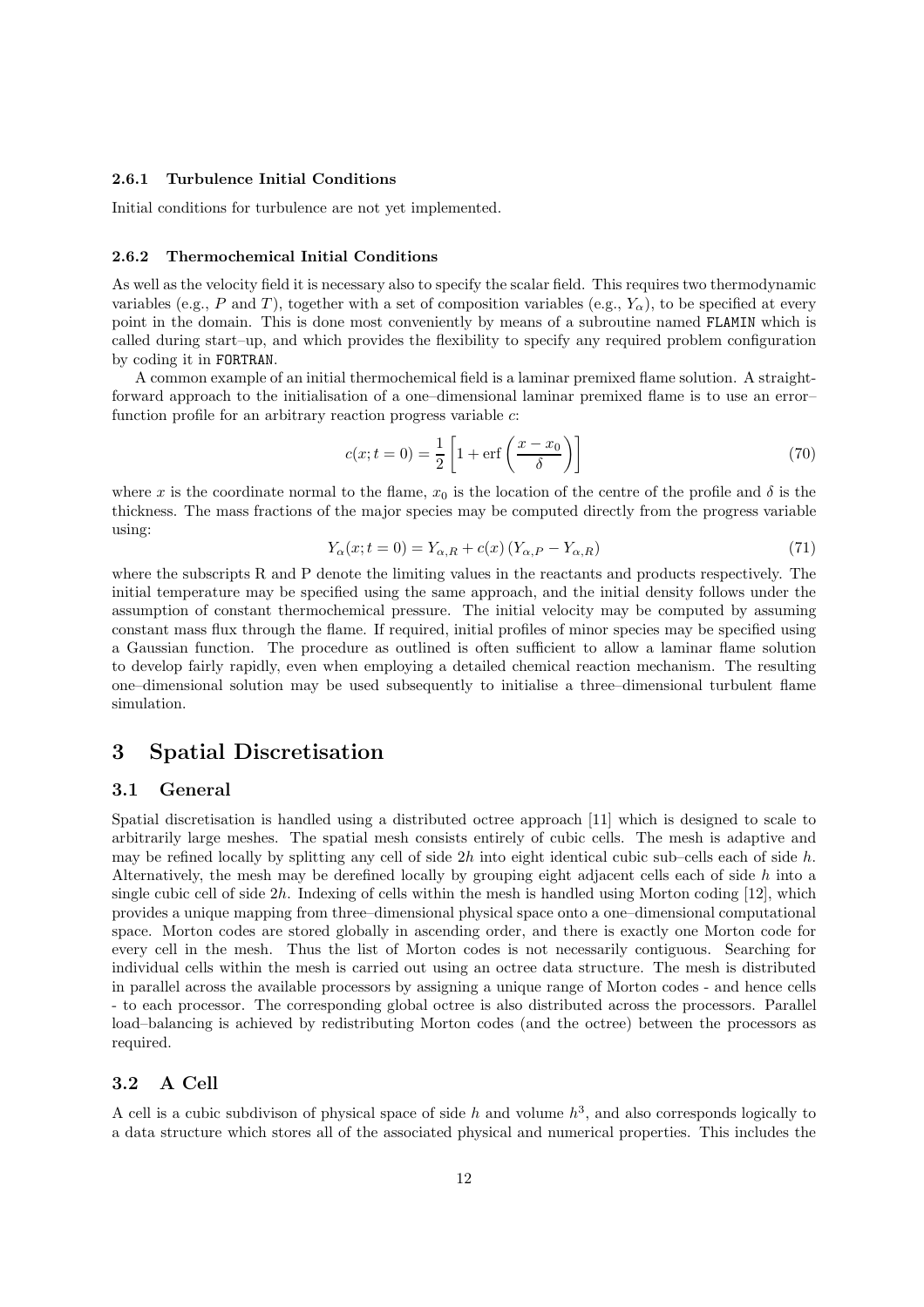#### 2.6.1 Turbulence Initial Conditions

Initial conditions for turbulence are not yet implemented.

#### 2.6.2 Thermochemical Initial Conditions

As well as the velocity field it is necessary also to specify the scalar field. This requires two thermodynamic variables (e.g., $P$ and $T$), together with a set of composition variables (e.g., $Y_\alpha$), to be specified at every point in the domain. This is done most conveniently by means of a subroutine named `FLAMIN` which is called during start–up, and which provides the flexibility to specify any required problem configuration by coding it in `FORTRAN`.

A common example of an initial thermochemical field is a laminar premixed flame solution. A straightforward approach to the initialisation of a one–dimensional laminar premixed flame is to use an error–function profile for an arbitrary reaction progress variable $c$:

$$c(x; t = 0) = \frac{1}{2}\left[1 + \text{erf}\left(\frac{x - x_0}{\delta}\right)\right] \tag{70}$$

where $x$ is the coordinate normal to the flame, $x_0$ is the location of the centre of the profile and $\delta$ is the thickness. The mass fractions of the major species may be computed directly from the progress variable using:

$$Y_\alpha(x; t = 0) = Y_{\alpha,R} + c(x)\left(Y_{\alpha,P} - Y_{\alpha,R}\right) \tag{71}$$

where the subscripts R and P denote the limiting values in the reactants and products respectively. The initial temperature may be specified using the same approach, and the initial density follows under the assumption of constant thermochemical pressure. The initial velocity may be computed by assuming constant mass flux through the flame. If required, initial profiles of minor species may be specified using a Gaussian function. The procedure as outlined is often sufficient to allow a laminar flame solution to develop fairly rapidly, even when employing a detailed chemical reaction mechanism. The resulting one–dimensional solution may be used subsequently to initialise a three–dimensional turbulent flame simulation.

# 3 Spatial Discretisation

## 3.1 General

Spatial discretisation is handled using a distributed octree approach [11] which is designed to scale to arbitrarily large meshes. The spatial mesh consists entirely of cubic cells. The mesh is adaptive and may be refined locally by splitting any cell of side $2h$ into eight identical cubic sub–cells each of side $h$. Alternatively, the mesh may be derefined locally by grouping eight adjacent cells each of side $h$ into a single cubic cell of side $2h$. Indexing of cells within the mesh is handled using Morton coding [12], which provides a unique mapping from three–dimensional physical space onto a one–dimensional computational space. Morton codes are stored globally in ascending order, and there is exactly one Morton code for every cell in the mesh. Thus the list of Morton codes is not necessarily contiguous. Searching for individual cells within the mesh is carried out using an octree data structure. The mesh is distributed in parallel across the available processors by assigning a unique range of Morton codes - and hence cells - to each processor. The corresponding global octree is also distributed across the processors. Parallel load–balancing is achieved by redistributing Morton codes (and the octree) between the processors as required.

## 3.2 A Cell

A cell is a cubic subdivison of physical space of side $h$ and volume $h^3$, and also corresponds logically to a data structure which stores all of the associated physical and numerical properties. This includes the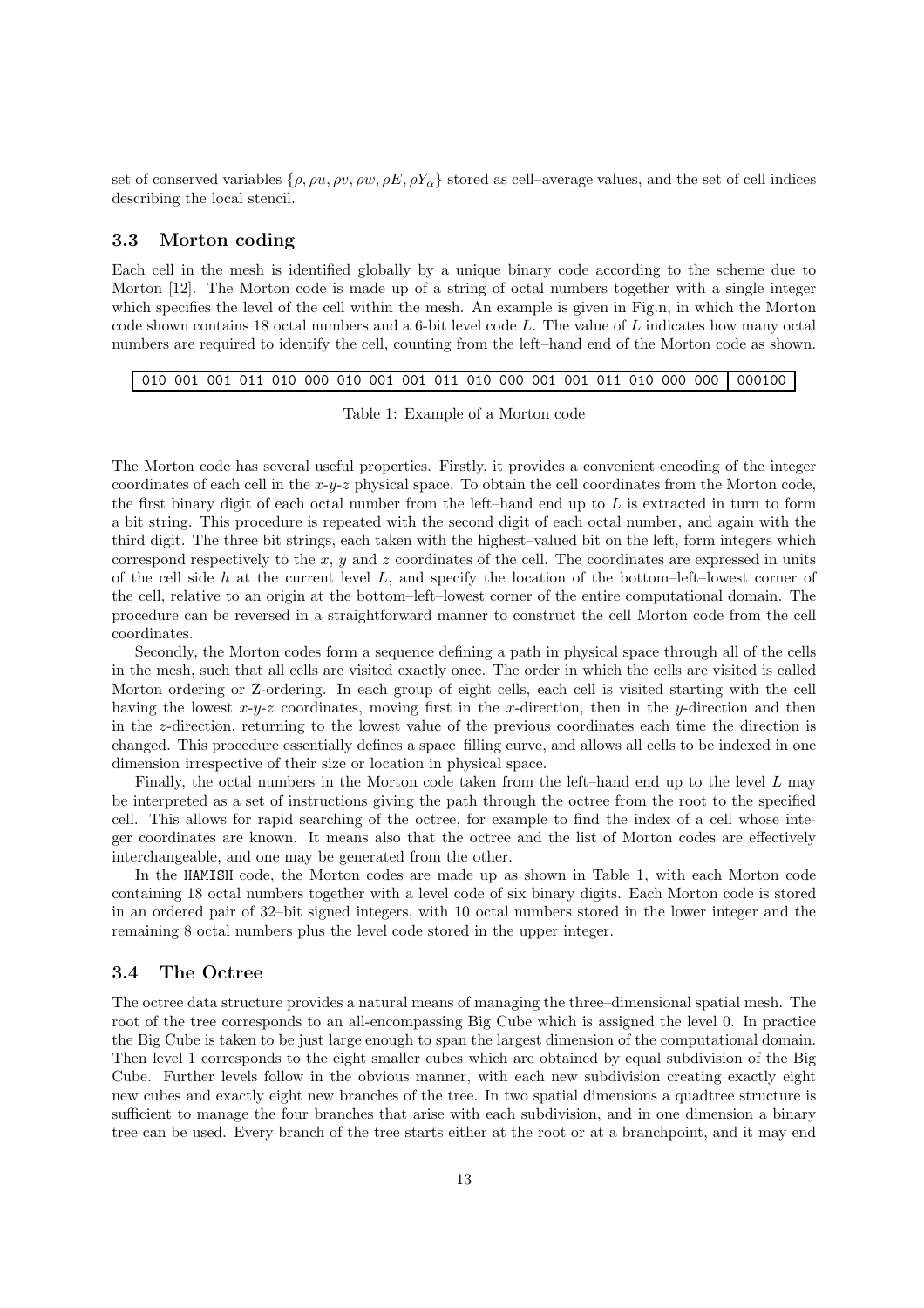set of conserved variables $\{\rho, \rho u, \rho v, \rho w, \rho E, \rho Y_\alpha\}$ stored as cell–average values, and the set of cell indices describing the local stencil.

### 3.3 Morton coding

Each cell in the mesh is identified globally by a unique binary code according to the scheme due to Morton [12]. The Morton code is made up of a string of octal numbers together with a single integer which specifies the level of the cell within the mesh. An example is given in Fig.n, in which the Morton code shown contains 18 octal numbers and a 6-bit level code $L$. The value of $L$ indicates how many octal numbers are required to identify the cell, counting from the left–hand end of the Morton code as shown.

| 010 001 001 011 010 000 010 001 001 011 010 000 001 001 011 010 000 000 | 000100 |
|---|---|

Table 1: Example of a Morton code

The Morton code has several useful properties. Firstly, it provides a convenient encoding of the integer coordinates of each cell in the $x$-$y$-$z$ physical space. To obtain the cell coordinates from the Morton code, the first binary digit of each octal number from the left–hand end up to $L$ is extracted in turn to form a bit string. This procedure is repeated with the second digit of each octal number, and again with the third digit. The three bit strings, each taken with the highest–valued bit on the left, form integers which correspond respectively to the $x$, $y$ and $z$ coordinates of the cell. The coordinates are expressed in units of the cell side $h$ at the current level $L$, and specify the location of the bottom–left–lowest corner of the cell, relative to an origin at the bottom–left–lowest corner of the entire computational domain. The procedure can be reversed in a straightforward manner to construct the cell Morton code from the cell coordinates.

Secondly, the Morton codes form a sequence defining a path in physical space through all of the cells in the mesh, such that all cells are visited exactly once. The order in which the cells are visited is called Morton ordering or Z-ordering. In each group of eight cells, each cell is visited starting with the cell having the lowest $x$-$y$-$z$ coordinates, moving first in the $x$-direction, then in the $y$-direction and then in the $z$-direction, returning to the lowest value of the previous coordinates each time the direction is changed. This procedure essentially defines a space–filling curve, and allows all cells to be indexed in one dimension irrespective of their size or location in physical space.

Finally, the octal numbers in the Morton code taken from the left–hand end up to the level $L$ may be interpreted as a set of instructions giving the path through the octree from the root to the specified cell. This allows for rapid searching of the octree, for example to find the index of a cell whose integer coordinates are known. It means also that the octree and the list of Morton codes are effectively interchangeable, and one may be generated from the other.

In the HAMISH code, the Morton codes are made up as shown in Table 1, with each Morton code containing 18 octal numbers together with a level code of six binary digits. Each Morton code is stored in an ordered pair of 32–bit signed integers, with 10 octal numbers stored in the lower integer and the remaining 8 octal numbers plus the level code stored in the upper integer.

### 3.4 The Octree

The octree data structure provides a natural means of managing the three–dimensional spatial mesh. The root of the tree corresponds to an all-encompassing Big Cube which is assigned the level 0. In practice the Big Cube is taken to be just large enough to span the largest dimension of the computational domain. Then level 1 corresponds to the eight smaller cubes which are obtained by equal subdivision of the Big Cube. Further levels follow in the obvious manner, with each new subdivision creating exactly eight new cubes and exactly eight new branches of the tree. In two spatial dimensions a quadtree structure is sufficient to manage the four branches that arise with each subdivision, and in one dimension a binary tree can be used. Every branch of the tree starts either at the root or at a branchpoint, and it may end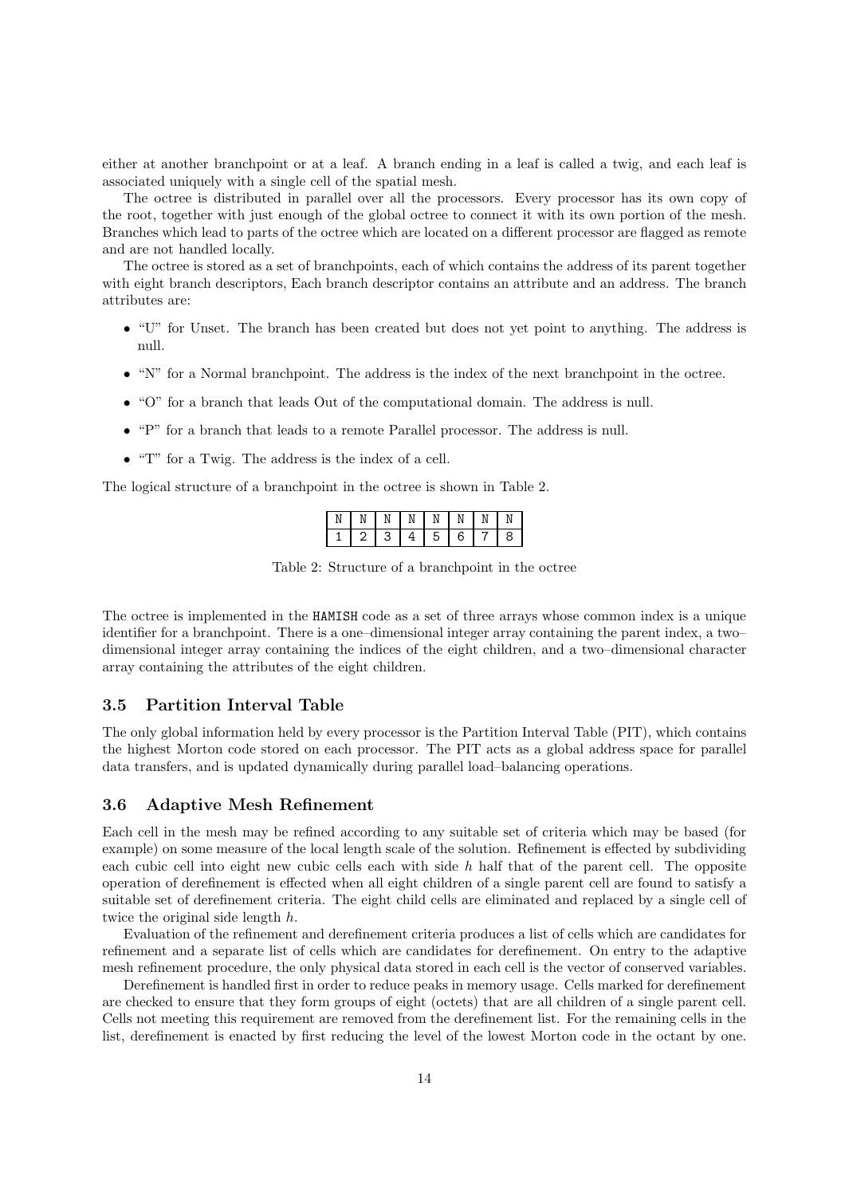either at another branchpoint or at a leaf. A branch ending in a leaf is called a twig, and each leaf is associated uniquely with a single cell of the spatial mesh.

The octree is distributed in parallel over all the processors. Every processor has its own copy of the root, together with just enough of the global octree to connect it with its own portion of the mesh. Branches which lead to parts of the octree which are located on a different processor are flagged as remote and are not handled locally.

The octree is stored as a set of branchpoints, each of which contains the address of its parent together with eight branch descriptors, Each branch descriptor contains an attribute and an address. The branch attributes are:

- "U" for Unset. The branch has been created but does not yet point to anything. The address is null.
- "N" for a Normal branchpoint. The address is the index of the next branchpoint in the octree.
- "O" for a branch that leads Out of the computational domain. The address is null.
- "P" for a branch that leads to a remote Parallel processor. The address is null.
- "T" for a Twig. The address is the index of a cell.

The logical structure of a branchpoint in the octree is shown in Table 2.

| N | N | N | N | N | N | N | N |
|---|---|---|---|---|---|---|---|
| 1 | 2 | 3 | 4 | 5 | 6 | 7 | 8 |

Table 2: Structure of a branchpoint in the octree

The octree is implemented in the `HAMISH` code as a set of three arrays whose common index is a unique identifier for a branchpoint. There is a one–dimensional integer array containing the parent index, a two–dimensional integer array containing the indices of the eight children, and a two–dimensional character array containing the attributes of the eight children.

### 3.5 Partition Interval Table

The only global information held by every processor is the Partition Interval Table (PIT), which contains the highest Morton code stored on each processor. The PIT acts as a global address space for parallel data transfers, and is updated dynamically during parallel load–balancing operations.

### 3.6 Adaptive Mesh Refinement

Each cell in the mesh may be refined according to any suitable set of criteria which may be based (for example) on some measure of the local length scale of the solution. Refinement is effected by subdividing each cubic cell into eight new cubic cells each with side $h$ half that of the parent cell. The opposite operation of derefinement is effected when all eight children of a single parent cell are found to satisfy a suitable set of derefinement criteria. The eight child cells are eliminated and replaced by a single cell of twice the original side length $h$.

Evaluation of the refinement and derefinement criteria produces a list of cells which are candidates for refinement and a separate list of cells which are candidates for derefinement. On entry to the adaptive mesh refinement procedure, the only physical data stored in each cell is the vector of conserved variables.

Derefinement is handled first in order to reduce peaks in memory usage. Cells marked for derefinement are checked to ensure that they form groups of eight (octets) that are all children of a single parent cell. Cells not meeting this requirement are removed from the derefinement list. For the remaining cells in the list, derefinement is enacted by first reducing the level of the lowest Morton code in the octant by one.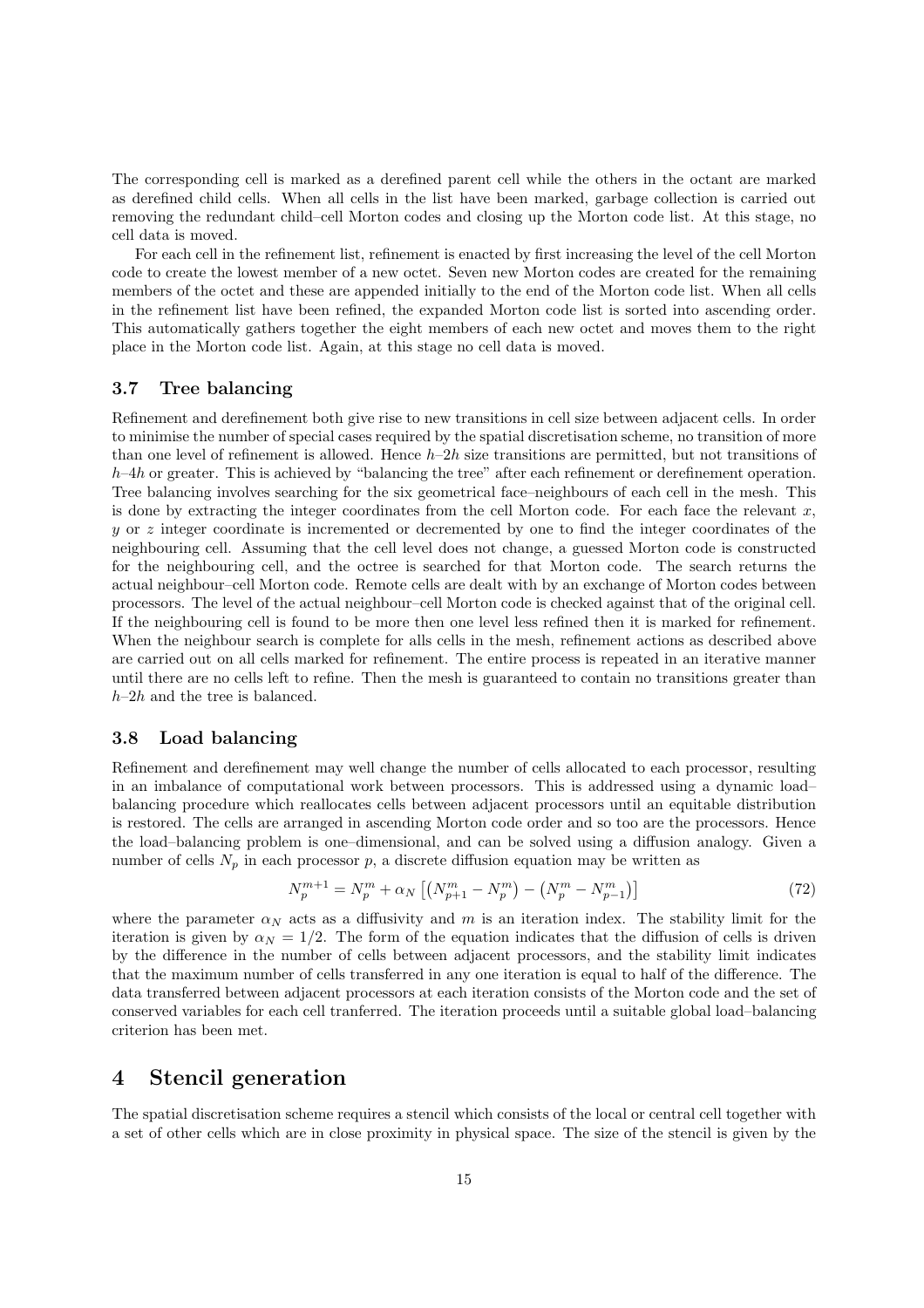The corresponding cell is marked as a derefined parent cell while the others in the octant are marked as derefined child cells. When all cells in the list have been marked, garbage collection is carried out removing the redundant child–cell Morton codes and closing up the Morton code list. At this stage, no cell data is moved.

For each cell in the refinement list, refinement is enacted by first increasing the level of the cell Morton code to create the lowest member of a new octet. Seven new Morton codes are created for the remaining members of the octet and these are appended initially to the end of the Morton code list. When all cells in the refinement list have been refined, the expanded Morton code list is sorted into ascending order. This automatically gathers together the eight members of each new octet and moves them to the right place in the Morton code list. Again, at this stage no cell data is moved.

### 3.7 Tree balancing

Refinement and derefinement both give rise to new transitions in cell size between adjacent cells. In order to minimise the number of special cases required by the spatial discretisation scheme, no transition of more than one level of refinement is allowed. Hence $h$–$2h$ size transitions are permitted, but not transitions of $h$–$4h$ or greater. This is achieved by "balancing the tree" after each refinement or derefinement operation. Tree balancing involves searching for the six geometrical face–neighbours of each cell in the mesh. This is done by extracting the integer coordinates from the cell Morton code. For each face the relevant $x$, $y$ or $z$ integer coordinate is incremented or decremented by one to find the integer coordinates of the neighbouring cell. Assuming that the cell level does not change, a guessed Morton code is constructed for the neighbouring cell, and the octree is searched for that Morton code. The search returns the actual neighbour–cell Morton code. Remote cells are dealt with by an exchange of Morton codes between processors. The level of the actual neighbour–cell Morton code is checked against that of the original cell. If the neighbouring cell is found to be more then one level less refined then it is marked for refinement. When the neighbour search is complete for alls cells in the mesh, refinement actions as described above are carried out on all cells marked for refinement. The entire process is repeated in an iterative manner until there are no cells left to refine. Then the mesh is guaranteed to contain no transitions greater than $h$–$2h$ and the tree is balanced.

### 3.8 Load balancing

Refinement and derefinement may well change the number of cells allocated to each processor, resulting in an imbalance of computational work between processors. This is addressed using a dynamic load–balancing procedure which reallocates cells between adjacent processors until an equitable distribution is restored. The cells are arranged in ascending Morton code order and so too are the processors. Hence the load–balancing problem is one–dimensional, and can be solved using a diffusion analogy. Given a number of cells $N_p$ in each processor $p$, a discrete diffusion equation may be written as

$$N_p^{m+1} = N_p^m + \alpha_N \left[ \left( N_{p+1}^m - N_p^m \right) - \left( N_p^m - N_{p-1}^m \right) \right] \tag{72}$$

where the parameter $\alpha_N$ acts as a diffusivity and $m$ is an iteration index. The stability limit for the iteration is given by $\alpha_N = 1/2$. The form of the equation indicates that the diffusion of cells is driven by the difference in the number of cells between adjacent processors, and the stability limit indicates that the maximum number of cells transferred in any one iteration is equal to half of the difference. The data transferred between adjacent processors at each iteration consists of the Morton code and the set of conserved variables for each cell tranferred. The iteration proceeds until a suitable global load–balancing criterion has been met.

## 4 Stencil generation

The spatial discretisation scheme requires a stencil which consists of the local or central cell together with a set of other cells which are in close proximity in physical space. The size of the stencil is given by the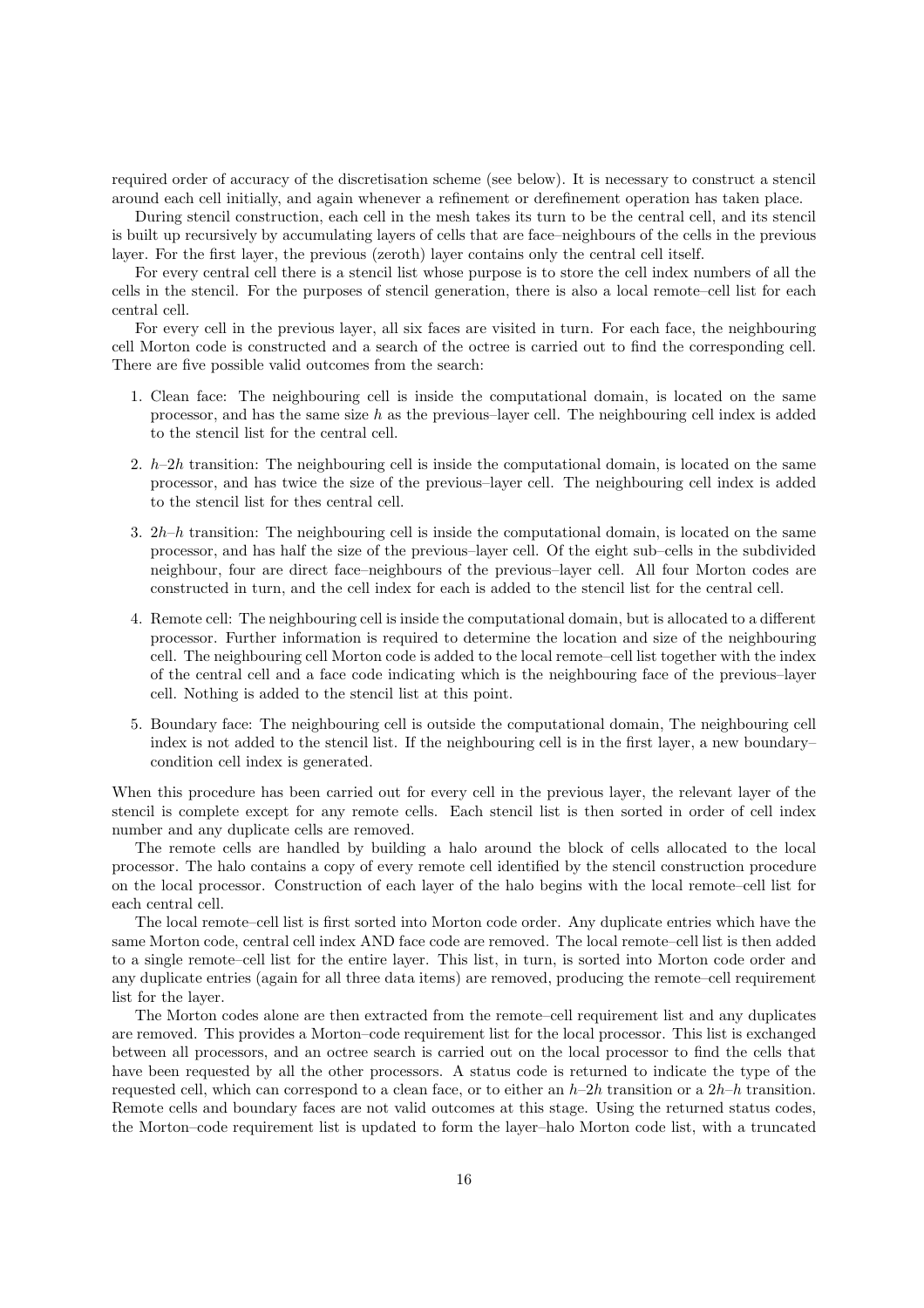required order of accuracy of the discretisation scheme (see below). It is necessary to construct a stencil around each cell initially, and again whenever a refinement or derefinement operation has taken place.

During stencil construction, each cell in the mesh takes its turn to be the central cell, and its stencil is built up recursively by accumulating layers of cells that are face–neighbours of the cells in the previous layer. For the first layer, the previous (zeroth) layer contains only the central cell itself.

For every central cell there is a stencil list whose purpose is to store the cell index numbers of all the cells in the stencil. For the purposes of stencil generation, there is also a local remote–cell list for each central cell.

For every cell in the previous layer, all six faces are visited in turn. For each face, the neighbouring cell Morton code is constructed and a search of the octree is carried out to find the corresponding cell. There are five possible valid outcomes from the search:

1. Clean face: The neighbouring cell is inside the computational domain, is located on the same processor, and has the same size $h$ as the previous–layer cell. The neighbouring cell index is added to the stencil list for the central cell.

2. $h$–$2h$ transition: The neighbouring cell is inside the computational domain, is located on the same processor, and has twice the size of the previous–layer cell. The neighbouring cell index is added to the stencil list for thes central cell.

3. $2h$–$h$ transition: The neighbouring cell is inside the computational domain, is located on the same processor, and has half the size of the previous–layer cell. Of the eight sub–cells in the subdivided neighbour, four are direct face–neighbours of the previous–layer cell. All four Morton codes are constructed in turn, and the cell index for each is added to the stencil list for the central cell.

4. Remote cell: The neighbouring cell is inside the computational domain, but is allocated to a different processor. Further information is required to determine the location and size of the neighbouring cell. The neighbouring cell Morton code is added to the local remote–cell list together with the index of the central cell and a face code indicating which is the neighbouring face of the previous–layer cell. Nothing is added to the stencil list at this point.

5. Boundary face: The neighbouring cell is outside the computational domain, The neighbouring cell index is not added to the stencil list. If the neighbouring cell is in the first layer, a new boundary–condition cell index is generated.

When this procedure has been carried out for every cell in the previous layer, the relevant layer of the stencil is complete except for any remote cells. Each stencil list is then sorted in order of cell index number and any duplicate cells are removed.

The remote cells are handled by building a halo around the block of cells allocated to the local processor. The halo contains a copy of every remote cell identified by the stencil construction procedure on the local processor. Construction of each layer of the halo begins with the local remote–cell list for each central cell.

The local remote–cell list is first sorted into Morton code order. Any duplicate entries which have the same Morton code, central cell index AND face code are removed. The local remote–cell list is then added to a single remote–cell list for the entire layer. This list, in turn, is sorted into Morton code order and any duplicate entries (again for all three data items) are removed, producing the remote–cell requirement list for the layer.

The Morton codes alone are then extracted from the remote–cell requirement list and any duplicates are removed. This provides a Morton–code requirement list for the local processor. This list is exchanged between all processors, and an octree search is carried out on the local processor to find the cells that have been requested by all the other processors. A status code is returned to indicate the type of the requested cell, which can correspond to a clean face, or to either an $h$–$2h$ transition or a $2h$–$h$ transition. Remote cells and boundary faces are not valid outcomes at this stage. Using the returned status codes, the Morton–code requirement list is updated to form the layer–halo Morton code list, with a truncated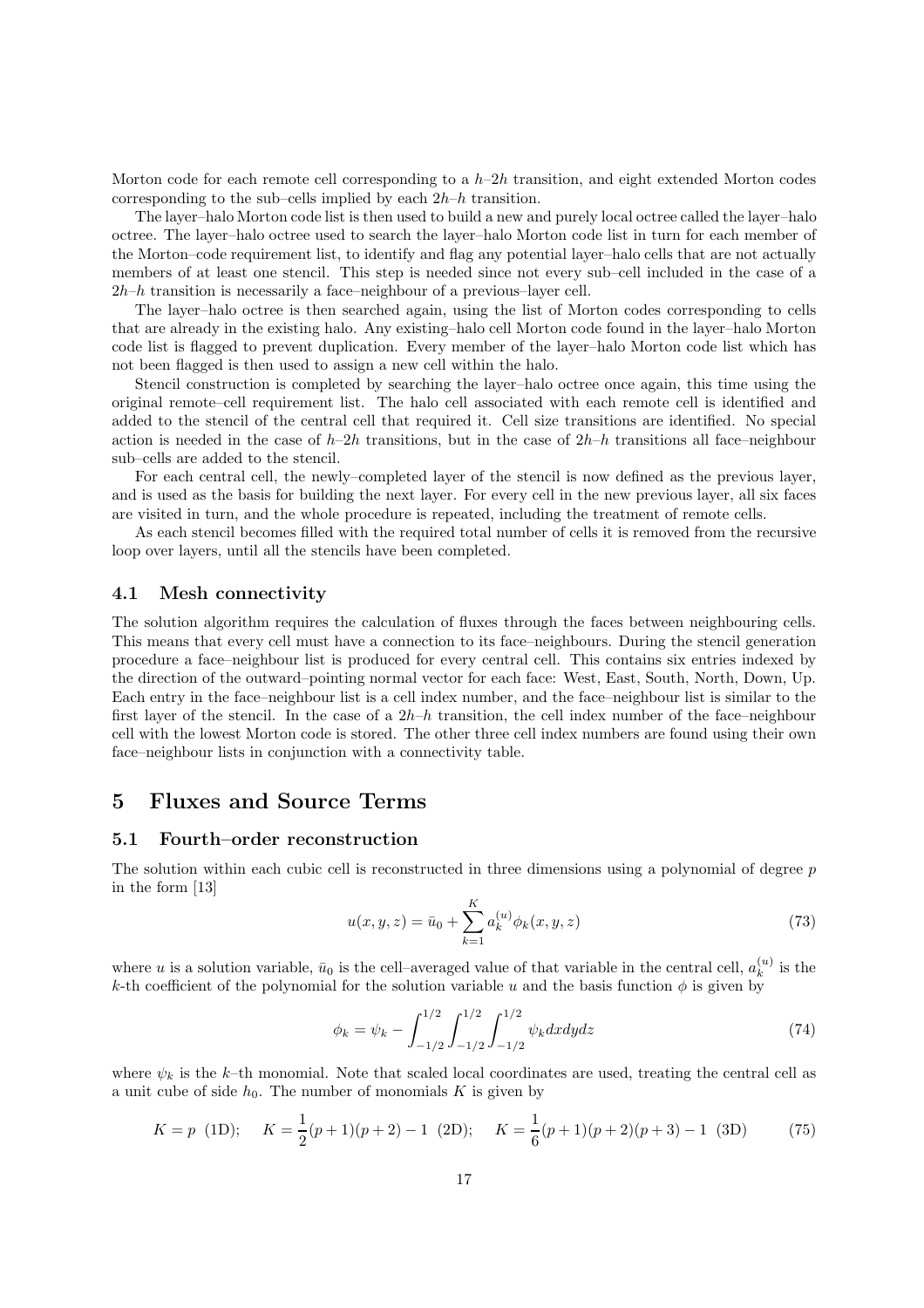Morton code for each remote cell corresponding to a $h$–$2h$ transition, and eight extended Morton codes corresponding to the sub–cells implied by each $2h$–$h$ transition.

The layer–halo Morton code list is then used to build a new and purely local octree called the layer–halo octree. The layer–halo octree used to search the layer–halo Morton code list in turn for each member of the Morton–code requirement list, to identify and flag any potential layer–halo cells that are not actually members of at least one stencil. This step is needed since not every sub–cell included in the case of a $2h$–$h$ transition is necessarily a face–neighbour of a previous–layer cell.

The layer–halo octree is then searched again, using the list of Morton codes corresponding to cells that are already in the existing halo. Any existing–halo cell Morton code found in the layer–halo Morton code list is flagged to prevent duplication. Every member of the layer–halo Morton code list which has not been flagged is then used to assign a new cell within the halo.

Stencil construction is completed by searching the layer–halo octree once again, this time using the original remote–cell requirement list. The halo cell associated with each remote cell is identified and added to the stencil of the central cell that required it. Cell size transitions are identified. No special action is needed in the case of $h$–$2h$ transitions, but in the case of $2h$–$h$ transitions all face–neighbour sub–cells are added to the stencil.

For each central cell, the newly–completed layer of the stencil is now defined as the previous layer, and is used as the basis for building the next layer. For every cell in the new previous layer, all six faces are visited in turn, and the whole procedure is repeated, including the treatment of remote cells.

As each stencil becomes filled with the required total number of cells it is removed from the recursive loop over layers, until all the stencils have been completed.

### 4.1 Mesh connectivity

The solution algorithm requires the calculation of fluxes through the faces between neighbouring cells. This means that every cell must have a connection to its face–neighbours. During the stencil generation procedure a face–neighbour list is produced for every central cell. This contains six entries indexed by the direction of the outward–pointing normal vector for each face: West, East, South, North, Down, Up. Each entry in the face–neighbour list is a cell index number, and the face–neighbour list is similar to the first layer of the stencil. In the case of a $2h$–$h$ transition, the cell index number of the face–neighbour cell with the lowest Morton code is stored. The other three cell index numbers are found using their own face–neighbour lists in conjunction with a connectivity table.

## 5 Fluxes and Source Terms

### 5.1 Fourth–order reconstruction

The solution within each cubic cell is reconstructed in three dimensions using a polynomial of degree $p$ in the form [13]

$$u(x, y, z) = \bar{u}_0 + \sum_{k=1}^{K} a_k^{(u)} \phi_k(x, y, z) \tag{73}$$

where $u$ is a solution variable, $\bar{u}_0$ is the cell–averaged value of that variable in the central cell, $a_k^{(u)}$ is the $k$-th coefficient of the polynomial for the solution variable $u$ and the basis function $\phi$ is given by

$$\phi_k = \psi_k - \int_{-1/2}^{1/2} \int_{-1/2}^{1/2} \int_{-1/2}^{1/2} \psi_k dxdydz \tag{74}$$

where $\psi_k$ is the $k$–th monomial. Note that scaled local coordinates are used, treating the central cell as a unit cube of side $h_0$. The number of monomials $K$ is given by

$$K = p \ \ (1\text{D}); \quad K = \frac{1}{2}(p+1)(p+2) - 1 \ \ (2\text{D}); \quad K = \frac{1}{6}(p+1)(p+2)(p+3) - 1 \ \ (3\text{D}) \tag{75}$$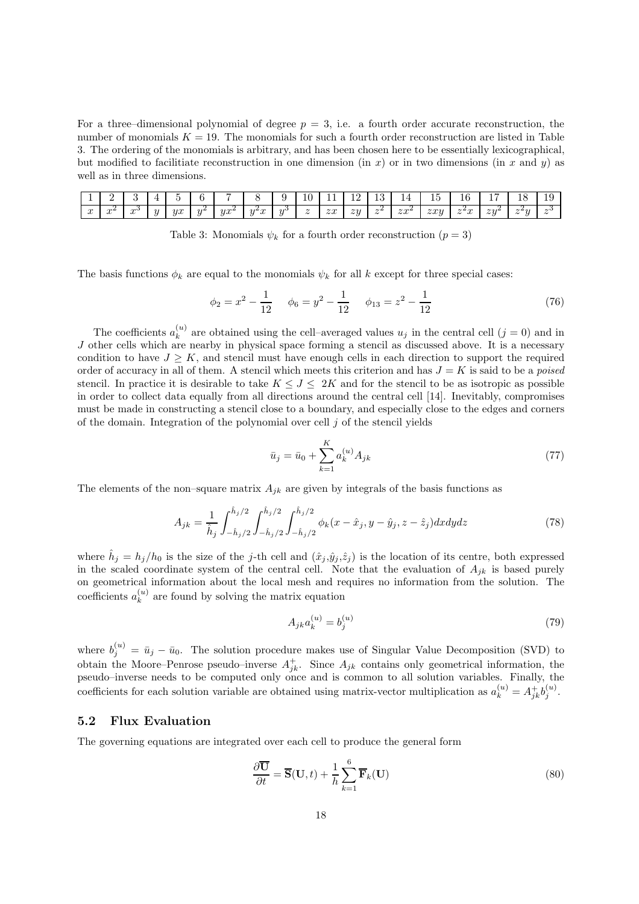For a three–dimensional polynomial of degree $p = 3$, i.e. a fourth order accurate reconstruction, the number of monomials $K = 19$. The monomials for such a fourth order reconstruction are listed in Table 3. The ordering of the monomials is arbitrary, and has been chosen here to be essentially lexicographical, but modified to facilitiate reconstruction in one dimension (in $x$) or in two dimensions (in $x$ and $y$) as well as in three dimensions.

| 1 | 2 | 3 | 4 | 5 | 6 | 7 | 8 | 9 | 10 | 11 | 12 | 13 | 14 | 15 | 16 | 17 | 18 | 19 |
|---|---|---|---|---|---|---|---|---|---|---|---|---|---|---|---|---|---|---|
| $x$ | $x^2$ | $x^3$ | $y$ | $yx$ | $y^2$ | $yx^2$ | $y^2x$ | $y^3$ | $z$ | $zx$ | $zy$ | $z^2$ | $zx^2$ | $zxy$ | $z^2x$ | $zy^2$ | $z^2y$ | $z^3$ |

Table 3: Monomials $\psi_k$ for a fourth order reconstruction ($p = 3$)

The basis functions $\phi_k$ are equal to the monomials $\psi_k$ for all $k$ except for three special cases:

$$\phi_2 = x^2 - \frac{1}{12} \qquad \phi_6 = y^2 - \frac{1}{12} \qquad \phi_{13} = z^2 - \frac{1}{12} \tag{76}$$

The coefficients $a_k^{(u)}$ are obtained using the cell–averaged values $u_j$ in the central cell ($j = 0$) and in $J$ other cells which are nearby in physical space forming a stencil as discussed above. It is a necessary condition to have $J \geq K$, and stencil must have enough cells in each direction to support the required order of accuracy in all of them. A stencil which meets this criterion and has $J = K$ is said to be a *poised* stencil. In practice it is desirable to take $K \leq J \leq 2K$ and for the stencil to be as isotropic as possible in order to collect data equally from all directions around the central cell [14]. Inevitably, compromises must be made in constructing a stencil close to a boundary, and especially close to the edges and corners of the domain. Integration of the polynomial over cell $j$ of the stencil yields

$$\bar{u}_j = \bar{u}_0 + \sum_{k=1}^{K} a_k^{(u)} A_{jk} \tag{77}$$

The elements of the non–square matrix $A_{jk}$ are given by integrals of the basis functions as

$$A_{jk} = \frac{1}{\hat{h}_j} \int_{-\hat{h}_j/2}^{\hat{h}_j/2} \int_{-\hat{h}_j/2}^{\hat{h}_j/2} \int_{-\hat{h}_j/2}^{\hat{h}_j/2} \phi_k(x - \hat{x}_j, y - \hat{y}_j, z - \hat{z}_j) dxdydz \tag{78}$$

where $\hat{h}_j = h_j/h_0$ is the size of the $j$-th cell and $(\hat{x}_j, \hat{y}_j, \hat{z}_j)$ is the location of its centre, both expressed in the scaled coordinate system of the central cell. Note that the evaluation of $A_{jk}$ is based purely on geometrical information about the local mesh and requires no information from the solution. The coefficients $a_k^{(u)}$ are found by solving the matrix equation

$$A_{jk} a_k^{(u)} = b_j^{(u)} \tag{79}$$

where $b_j^{(u)} = \bar{u}_j - \bar{u}_0$. The solution procedure makes use of Singular Value Decomposition (SVD) to obtain the Moore–Penrose pseudo–inverse $A_{jk}^{+}$. Since $A_{jk}$ contains only geometrical information, the pseudo–inverse needs to be computed only once and is common to all solution variables. Finally, the coefficients for each solution variable are obtained using matrix-vector multiplication as $a_k^{(u)} = A_{jk}^{+} b_j^{(u)}$.

### 5.2 Flux Evaluation

The governing equations are integrated over each cell to produce the general form

$$\frac{\partial \overline{\mathbf{U}}}{\partial t} = \overline{\mathbf{S}}(\mathbf{U}, t) + \frac{1}{h} \sum_{k=1}^{6} \overline{\mathbf{F}}_k(\mathbf{U}) \tag{80}$$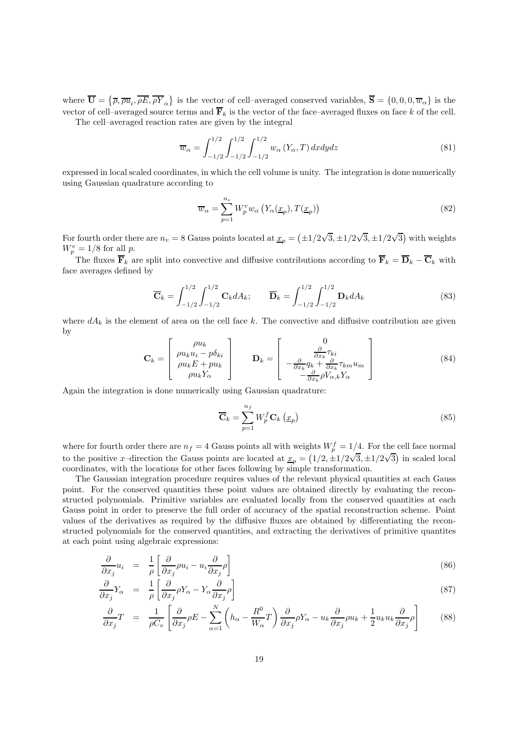where $\overline{\mathbf{U}} = \left\{\overline{\rho}, \overline{\rho u}_i, \overline{\rho E}, \overline{\rho Y}_\alpha\right\}$ is the vector of cell–averaged conserved variables, $\overline{\mathbf{S}} = \{0, 0, 0, \overline{w}_\alpha\}$ is the vector of cell–averaged source terms and $\overline{\mathbf{F}}_k$ is the vector of the face–averaged fluxes on face $k$ of the cell.

The cell–averaged reaction rates are given by the integral

$$
\overline{w}_\alpha = \int_{-1/2}^{1/2}\int_{-1/2}^{1/2}\int_{-1/2}^{1/2} w_\alpha\left(Y_\alpha, T\right) dxdydz \tag{81}
$$

expressed in local scaled coordinates, in which the cell volume is unity. The integration is done numerically using Gaussian quadrature according to

$$
\overline{w}_\alpha = \sum_{p=1}^{n_v} W_p^v w_\alpha\left(Y_\alpha(\underline{x}_p), T(\underline{x}_p)\right) \tag{82}
$$

For fourth order there are $n_v = 8$ Gauss points located at $\underline{x}_p = \left(\pm 1/2\sqrt{3}, \pm 1/2\sqrt{3}, \pm 1/2\sqrt{3}\right)$ with weights $W_p^v = 1/8$ for all $p$.

The fluxes $\overline{\mathbf{F}}_k$ are split into convective and diffusive contributions according to $\overline{\mathbf{F}}_k = \overline{\mathbf{D}}_k - \overline{\mathbf{C}}_k$ with face averages defined by

$$
\overline{\mathbf{C}}_k = \int_{-1/2}^{1/2}\int_{-1/2}^{1/2} \mathbf{C}_k dA_k; \qquad \overline{\mathbf{D}}_k = \int_{-1/2}^{1/2}\int_{-1/2}^{1/2} \mathbf{D}_k dA_k \tag{83}
$$

where $dA_k$ is the element of area on the cell face $k$. The convective and diffusive contribution are given by

$$
\mathbf{C}_k = \left[\begin{array}{c} \rho u_k \\ \rho u_k u_i - p\delta_{ki} \\ \rho u_k E + p u_k \\ \rho u_k Y_\alpha \end{array}\right] \qquad \mathbf{D}_k = \left[\begin{array}{c} 0 \\ \frac{\partial}{\partial x_k}\tau_{ki} \\ -\frac{\partial}{\partial x_k} q_k + \frac{\partial}{\partial x_k}\tau_{km} u_m \\ -\frac{\partial}{\partial x_k}\rho V_{\alpha,k} Y_\alpha \end{array}\right] \tag{84}
$$

Again the integration is done numerically using Gaussian quadrature:

$$
\overline{\mathbf{C}}_k = \sum_{p=1}^{n_f} W_p^f \mathbf{C}_k\left(\underline{x}_p\right) \tag{85}
$$

where for fourth order there are $n_f = 4$ Gauss points all with weights $W_p^f = 1/4$. For the cell face normal to the positive $x$–direction the Gauss points are located at $\underline{x}_p = \left(1/2, \pm 1/2\sqrt{3}, \pm 1/2\sqrt{3}\right)$ in scaled local coordinates, with the locations for other faces following by simple transformation.

The Gaussian integration procedure requires values of the relevant physical quantities at each Gauss point. For the conserved quantities these point values are obtained directly by evaluating the reconstructed polynomials. Primitive variables are evaluated locally from the conserved quantities at each Gauss point in order to preserve the full order of accuracy of the spatial reconstruction scheme. Point values of the derivatives as required by the diffusive fluxes are obtained by differentiating the reconstructed polynomials for the conserved quantities, and extracting the derivatives of primitive quantites at each point using algebraic expressions:

$$
\frac{\partial}{\partial x_j} u_i = \frac{1}{\rho}\left[\frac{\partial}{\partial x_j}\rho u_i - u_i \frac{\partial}{\partial x_j}\rho\right] \tag{86}
$$

$$
\frac{\partial}{\partial x_j} Y_\alpha = \frac{1}{\rho}\left[\frac{\partial}{\partial x_j}\rho Y_\alpha - Y_\alpha \frac{\partial}{\partial x_j}\rho\right] \tag{87}
$$

$$
\frac{\partial}{\partial x_j} T = \frac{1}{\rho C_v}\left[\frac{\partial}{\partial x_j}\rho E - \sum_{\alpha=1}^{N}\left(h_\alpha - \frac{R^0}{W_\alpha} T\right)\frac{\partial}{\partial x_j}\rho Y_\alpha - u_k \frac{\partial}{\partial x_j}\rho u_k + \frac{1}{2} u_k u_k \frac{\partial}{\partial x_j}\rho\right] \tag{88}
$$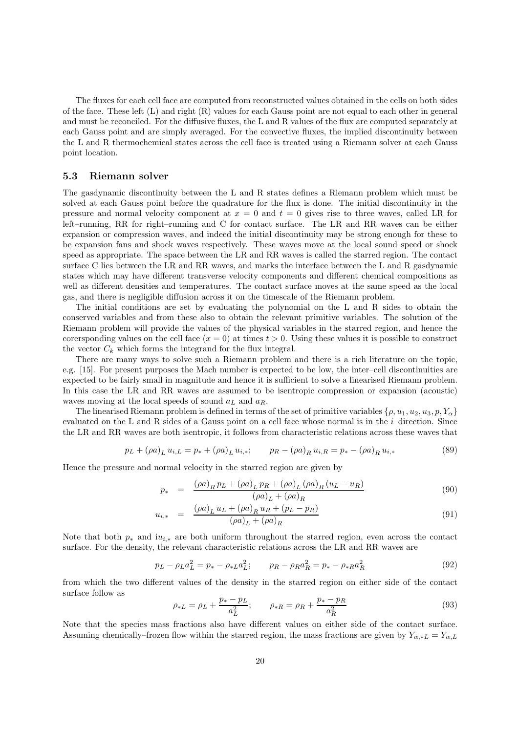The fluxes for each cell face are computed from reconstructed values obtained in the cells on both sides of the face. These left (L) and right (R) values for each Gauss point are not equal to each other in general and must be reconciled. For the diffusive fluxes, the L and R values of the flux are computed separately at each Gauss point and are simply averaged. For the convective fluxes, the implied discontinuity between the L and R thermochemical states across the cell face is treated using a Riemann solver at each Gauss point location.

### 5.3 Riemann solver

The gasdynamic discontinuity between the L and R states defines a Riemann problem which must be solved at each Gauss point before the quadrature for the flux is done. The initial discontinuity in the pressure and normal velocity component at $x = 0$ and $t = 0$ gives rise to three waves, called LR for left–running, RR for right–running and C for contact surface. The LR and RR waves can be either expansion or compression waves, and indeed the initial discontinuity may be strong enough for these to be expansion fans and shock waves respectively. These waves move at the local sound speed or shock speed as appropriate. The space between the LR and RR waves is called the starred region. The contact surface C lies between the LR and RR waves, and marks the interface between the L and R gasdynamic states which may have different transverse velocity components and different chemical compositions as well as different densities and temperatures. The contact surface moves at the same speed as the local gas, and there is negligible diffusion across it on the timescale of the Riemann problem.

The initial conditions are set by evaluating the polynomial on the L and R sides to obtain the conserved variables and from these also to obtain the relevant primitive variables. The solution of the Riemann problem will provide the values of the physical variables in the starred region, and hence the corersponding values on the cell face ($x = 0$) at times $t > 0$. Using these values it is possible to construct the vector $C_k$ which forms the integrand for the flux integral.

There are many ways to solve such a Riemann problem and there is a rich literature on the topic, e.g. [15]. For present purposes the Mach number is expected to be low, the inter–cell discontinuities are expected to be fairly small in magnitude and hence it is sufficient to solve a linearised Riemann problem. In this case the LR and RR waves are assumed to be isentropic compression or expansion (acoustic) waves moving at the local speeds of sound $a_L$ and $a_R$.

The linearised Riemann problem is defined in terms of the set of primitive variables $\{\rho, u_1, u_2, u_3, p, Y_\alpha\}$ evaluated on the L and R sides of a Gauss point on a cell face whose normal is in the $i$–direction. Since the LR and RR waves are both isentropic, it follows from characteristic relations across these waves that

$$p_L + (\rho a)_L u_{i,L} = p_* + (\rho a)_L u_{i,*}; \qquad p_R - (\rho a)_R u_{i,R} = p_* - (\rho a)_R u_{i,*} \tag{89}$$

Hence the pressure and normal velocity in the starred region are given by

$$p_* = \frac{(\rho a)_R p_L + (\rho a)_L p_R + (\rho a)_L (\rho a)_R (u_L - u_R)}{(\rho a)_L + (\rho a)_R} \tag{90}$$

$$u_{i,*} = \frac{(\rho a)_L u_L + (\rho a)_R u_R + (p_L - p_R)}{(\rho a)_L + (\rho a)_R} \tag{91}$$

Note that both $p_*$ and i$u_{i,*}$ are both uniform throughout the starred region, even across the contact surface. For the density, the relevant characteristic relations across the LR and RR waves are

$$p_L - \rho_L a_L^2 = p_* - \rho_{*L} a_L^2; \qquad p_R - \rho_R a_R^2 = p_* - \rho_{*R} a_R^2 \tag{92}$$

from which the two different values of the density in the starred region on either side of the contact surface follow as

$$\rho_{*L} = \rho_L + \frac{p_* - p_L}{a_L^2}; \qquad \rho_{*R} = \rho_R + \frac{p_* - p_R}{a_R^2} \tag{93}$$

Note that the species mass fractions also have different values on either side of the contact surface. Assuming chemically–frozen flow within the starred region, the mass fractions are given by $Y_{\alpha,*L} = Y_{\alpha,L}$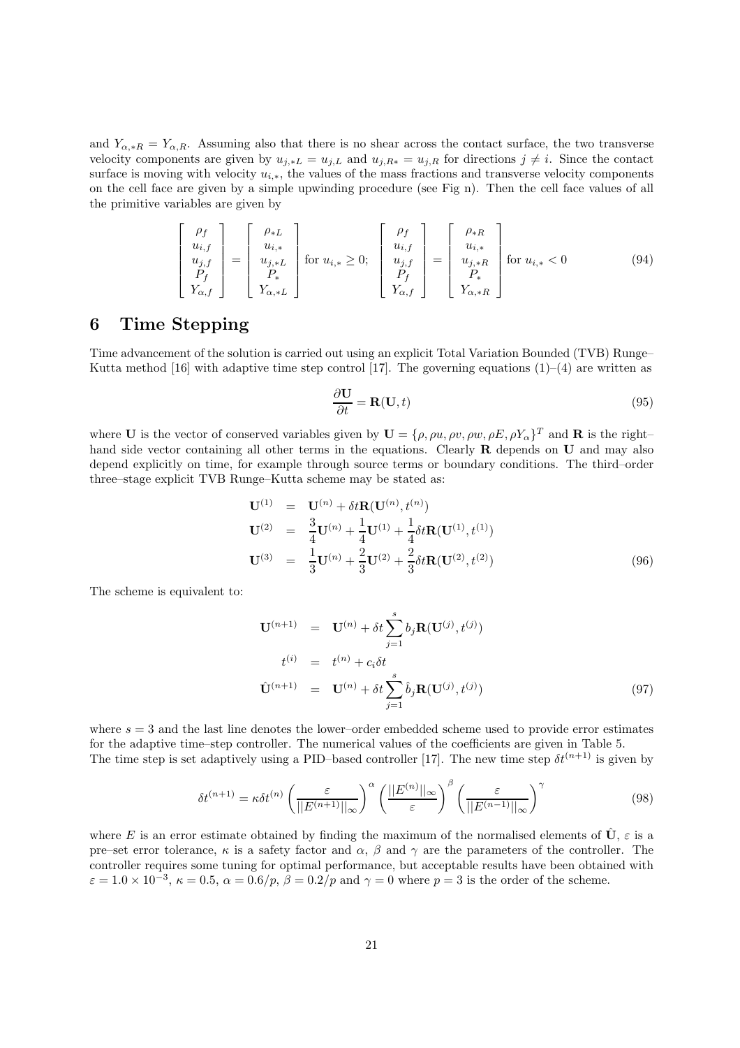and $Y_{\alpha,*R} = Y_{\alpha,R}$. Assuming also that there is no shear across the contact surface, the two transverse velocity components are given by $u_{j,*L} = u_{j,L}$ and $u_{j,R*} = u_{j,R}$ for directions $j \neq i$. Since the contact surface is moving with velocity $u_{i,*}$, the values of the mass fractions and transverse velocity components on the cell face are given by a simple upwinding procedure (see Fig n). Then the cell face values of all the primitive variables are given by

$$
\begin{bmatrix} \rho_f \\ u_{i,f} \\ u_{j,f} \\ P_f \\ Y_{\alpha,f} \end{bmatrix} = \begin{bmatrix} \rho_{*L} \\ u_{i,*} \\ u_{j,*L} \\ P_* \\ Y_{\alpha,*L} \end{bmatrix} \text{ for } u_{i,*} \geq 0; \quad \begin{bmatrix} \rho_f \\ u_{i,f} \\ u_{j,f} \\ P_f \\ Y_{\alpha,f} \end{bmatrix} = \begin{bmatrix} \rho_{*R} \\ u_{i,*} \\ u_{j,*R} \\ P_* \\ Y_{\alpha,*R} \end{bmatrix} \text{ for } u_{i,*} < 0 \tag{94}
$$

# 6 Time Stepping

Time advancement of the solution is carried out using an explicit Total Variation Bounded (TVB) Runge–Kutta method [16] with adaptive time step control [17]. The governing equations (1)–(4) are written as

$$
\frac{\partial \mathbf{U}}{\partial t} = \mathbf{R}(\mathbf{U}, t) \tag{95}
$$

where $\mathbf{U}$ is the vector of conserved variables given by $\mathbf{U} = \{\rho, \rho u, \rho v, \rho w, \rho E, \rho Y_\alpha\}^T$ and $\mathbf{R}$ is the right–hand side vector containing all other terms in the equations. Clearly $\mathbf{R}$ depends on $\mathbf{U}$ and may also depend explicitly on time, for example through source terms or boundary conditions. The third–order three–stage explicit TVB Runge–Kutta scheme may be stated as:

$$
\begin{aligned}
\mathbf{U}^{(1)} &= \mathbf{U}^{(n)} + \delta t \mathbf{R}(\mathbf{U}^{(n)}, t^{(n)}) \\
\mathbf{U}^{(2)} &= \frac{3}{4}\mathbf{U}^{(n)} + \frac{1}{4}\mathbf{U}^{(1)} + \frac{1}{4}\delta t \mathbf{R}(\mathbf{U}^{(1)}, t^{(1)}) \\
\mathbf{U}^{(3)} &= \frac{1}{3}\mathbf{U}^{(n)} + \frac{2}{3}\mathbf{U}^{(2)} + \frac{2}{3}\delta t \mathbf{R}(\mathbf{U}^{(2)}, t^{(2)})
\end{aligned} \tag{96}
$$

The scheme is equivalent to:

$$
\begin{aligned}
\mathbf{U}^{(n+1)} &= \mathbf{U}^{(n)} + \delta t \sum_{j=1}^{s} b_j \mathbf{R}(\mathbf{U}^{(j)}, t^{(j)}) \\
t^{(i)} &= t^{(n)} + c_i \delta t \\
\hat{\mathbf{U}}^{(n+1)} &= \mathbf{U}^{(n)} + \delta t \sum_{j=1}^{s} \hat{b}_j \mathbf{R}(\mathbf{U}^{(j)}, t^{(j)})
\end{aligned} \tag{97}
$$

where $s = 3$ and the last line denotes the lower–order embedded scheme used to provide error estimates for the adaptive time–step controller. The numerical values of the coefficients are given in Table 5.
The time step is set adaptively using a PID–based controller [17]. The new time step $\delta t^{(n+1)}$ is given by

$$
\delta t^{(n+1)} = \kappa \delta t^{(n)} \left( \frac{\varepsilon}{||E^{(n+1)}||_\infty} \right)^{\alpha} \left( \frac{||E^{(n)}||_\infty}{\varepsilon} \right)^{\beta} \left( \frac{\varepsilon}{||E^{(n-1)}||_\infty} \right)^{\gamma} \tag{98}
$$

where $E$ is an error estimate obtained by finding the maximum of the normalised elements of $\hat{\mathbf{U}}$, $\varepsilon$ is a pre–set error tolerance, $\kappa$ is a safety factor and $\alpha$, $\beta$ and $\gamma$ are the parameters of the controller. The controller requires some tuning for optimal performance, but acceptable results have been obtained with $\varepsilon = 1.0 \times 10^{-3}$, $\kappa = 0.5$, $\alpha = 0.6/p$, $\beta = 0.2/p$ and $\gamma = 0$ where $p = 3$ is the order of the scheme.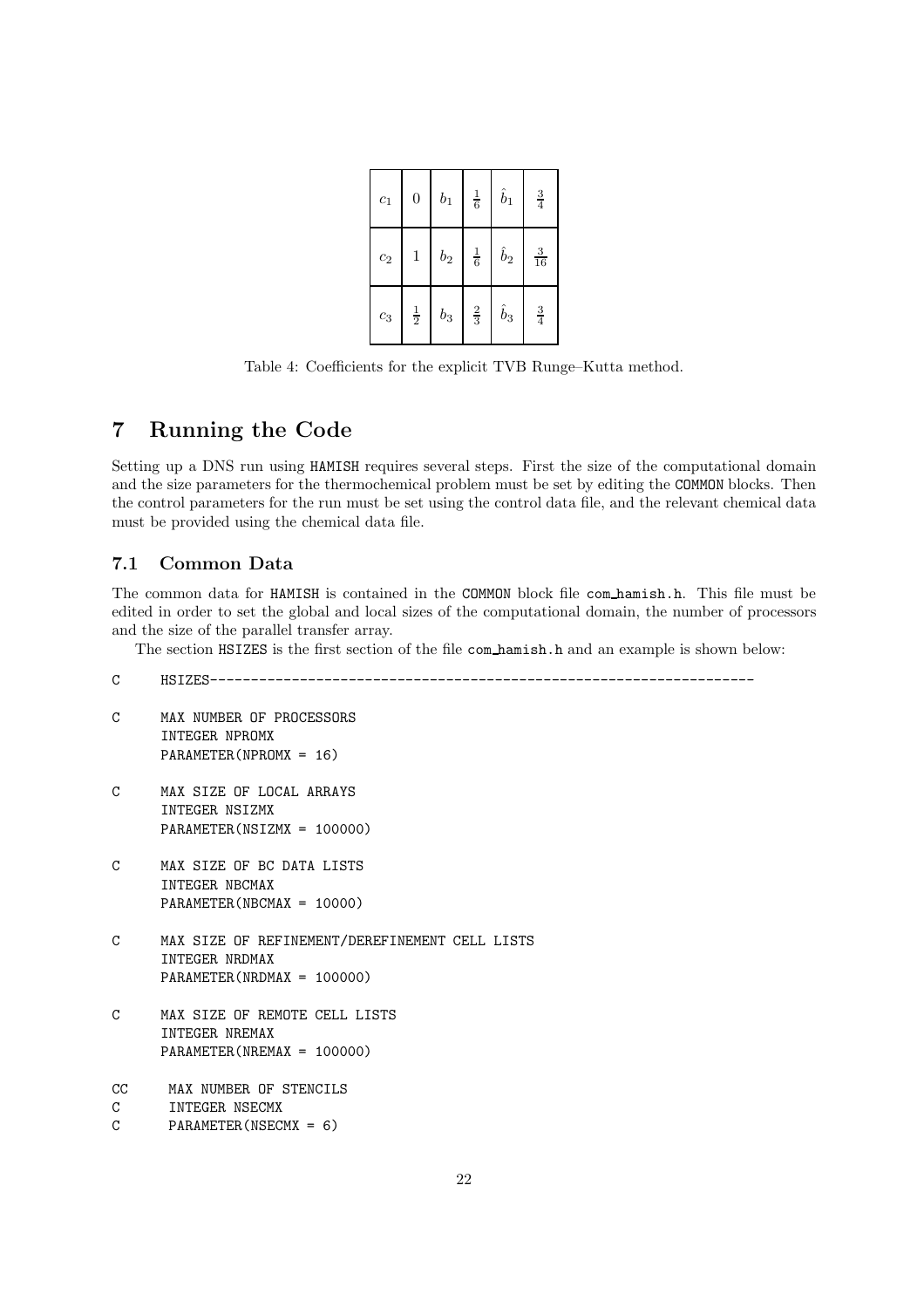| $c_1$ | $0$ | $b_1$ | $\frac{1}{6}$ | $\hat{b}_1$ | $\frac{3}{4}$ |
|---|---|---|---|---|---|
| $c_2$ | $1$ | $b_2$ | $\frac{1}{6}$ | $\hat{b}_2$ | $\frac{3}{16}$ |
| $c_3$ | $\frac{1}{2}$ | $b_3$ | $\frac{2}{3}$ | $\hat{b}_3$ | $\frac{3}{4}$ |

Table 4: Coefficients for the explicit TVB Runge–Kutta method.

# 7 Running the Code

Setting up a DNS run using HAMISH requires several steps. First the size of the computational domain and the size parameters for the thermochemical problem must be set by editing the COMMON blocks. Then the control parameters for the run must be set using the control data file, and the relevant chemical data must be provided using the chemical data file.

## 7.1 Common Data

The common data for HAMISH is contained in the COMMON block file com_hamish.h. This file must be edited in order to set the global and local sizes of the computational domain, the number of processors and the size of the parallel transfer array.

The section HSIZES is the first section of the file com_hamish.h and an example is shown below:

```
C       HSIZES------------------------------------------------------------------

C       MAX NUMBER OF PROCESSORS
        INTEGER NPROMX
        PARAMETER(NPROMX = 16)

C       MAX SIZE OF LOCAL ARRAYS
        INTEGER NSIZMX
        PARAMETER(NSIZMX = 100000)

C       MAX SIZE OF BC DATA LISTS
        INTEGER NBCMAX
        PARAMETER(NBCMAX = 10000)

C       MAX SIZE OF REFINEMENT/DEREFINEMENT CELL LISTS
        INTEGER NRDMAX
        PARAMETER(NRDMAX = 100000)

C       MAX SIZE OF REMOTE CELL LISTS
        INTEGER NREMAX
        PARAMETER(NREMAX = 100000)

CC      MAX NUMBER OF STENCILS
C       INTEGER NSECMX
C       PARAMETER(NSECMX = 6)
```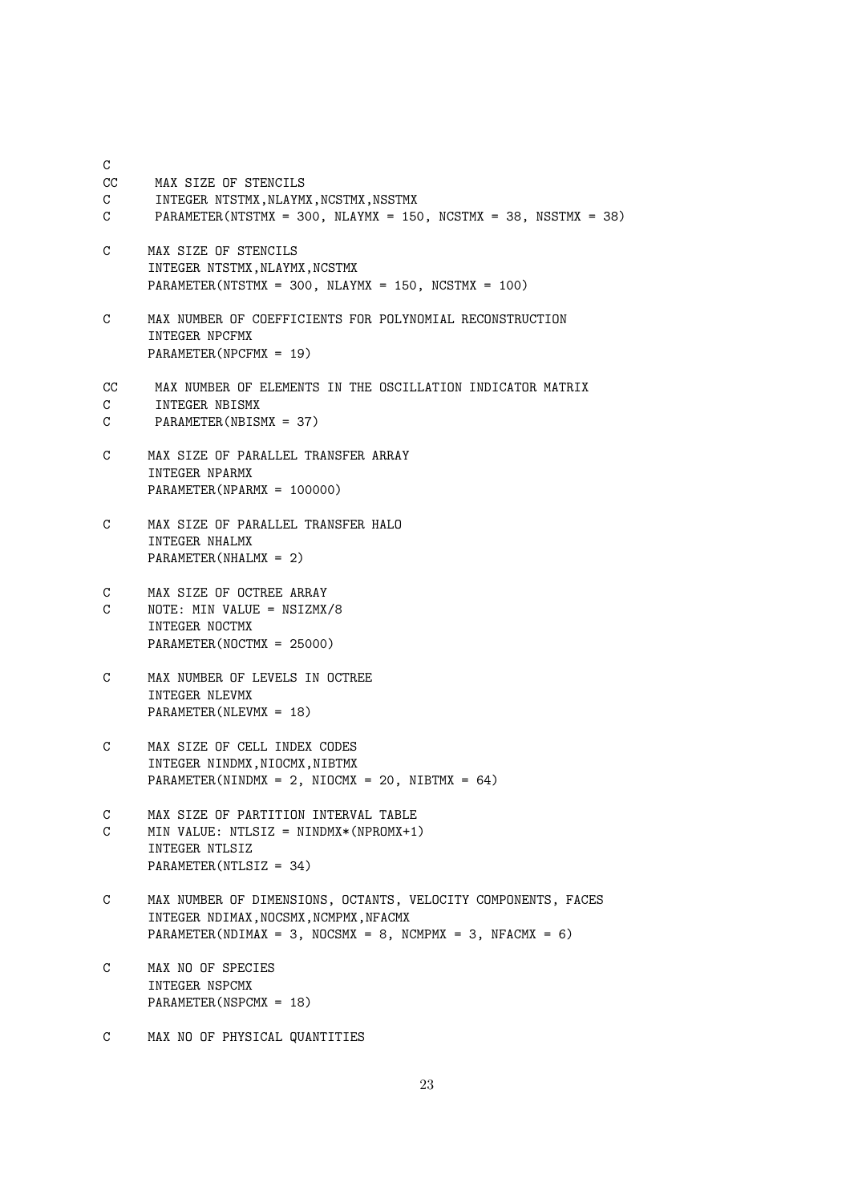```
C
CC     MAX SIZE OF STENCILS
C      INTEGER NTSTMX,NLAYMX,NCSTMX,NSSTMX
C      PARAMETER(NTSTMX = 300, NLAYMX = 150, NCSTMX = 38, NSSTMX = 38)

C     MAX SIZE OF STENCILS
      INTEGER NTSTMX,NLAYMX,NCSTMX
      PARAMETER(NTSTMX = 300, NLAYMX = 150, NCSTMX = 100)

C     MAX NUMBER OF COEFFICIENTS FOR POLYNOMIAL RECONSTRUCTION
      INTEGER NPCFMX
      PARAMETER(NPCFMX = 19)

CC     MAX NUMBER OF ELEMENTS IN THE OSCILLATION INDICATOR MATRIX
C      INTEGER NBISMX
C      PARAMETER(NBISMX = 37)

C     MAX SIZE OF PARALLEL TRANSFER ARRAY
      INTEGER NPARMX
      PARAMETER(NPARMX = 100000)

C     MAX SIZE OF PARALLEL TRANSFER HALO
      INTEGER NHALMX
      PARAMETER(NHALMX = 2)

C     MAX SIZE OF OCTREE ARRAY
C     NOTE: MIN VALUE = NSIZMX/8
      INTEGER NOCTMX
      PARAMETER(NOCTMX = 25000)

C     MAX NUMBER OF LEVELS IN OCTREE
      INTEGER NLEVMX
      PARAMETER(NLEVMX = 18)

C     MAX SIZE OF CELL INDEX CODES
      INTEGER NINDMX,NIOCMX,NIBTMX
      PARAMETER(NINDMX = 2, NIOCMX = 20, NIBTMX = 64)

C     MAX SIZE OF PARTITION INTERVAL TABLE
C     MIN VALUE: NTLSIZ = NINDMX*(NPROMX+1)
      INTEGER NTLSIZ
      PARAMETER(NTLSIZ = 34)

C     MAX NUMBER OF DIMENSIONS, OCTANTS, VELOCITY COMPONENTS, FACES
      INTEGER NDIMAX,NOCSMX,NCMPMX,NFACMX
      PARAMETER(NDIMAX = 3, NOCSMX = 8, NCMPMX = 3, NFACMX = 6)

C     MAX NO OF SPECIES
      INTEGER NSPCMX
      PARAMETER(NSPCMX = 18)

C     MAX NO OF PHYSICAL QUANTITIES
```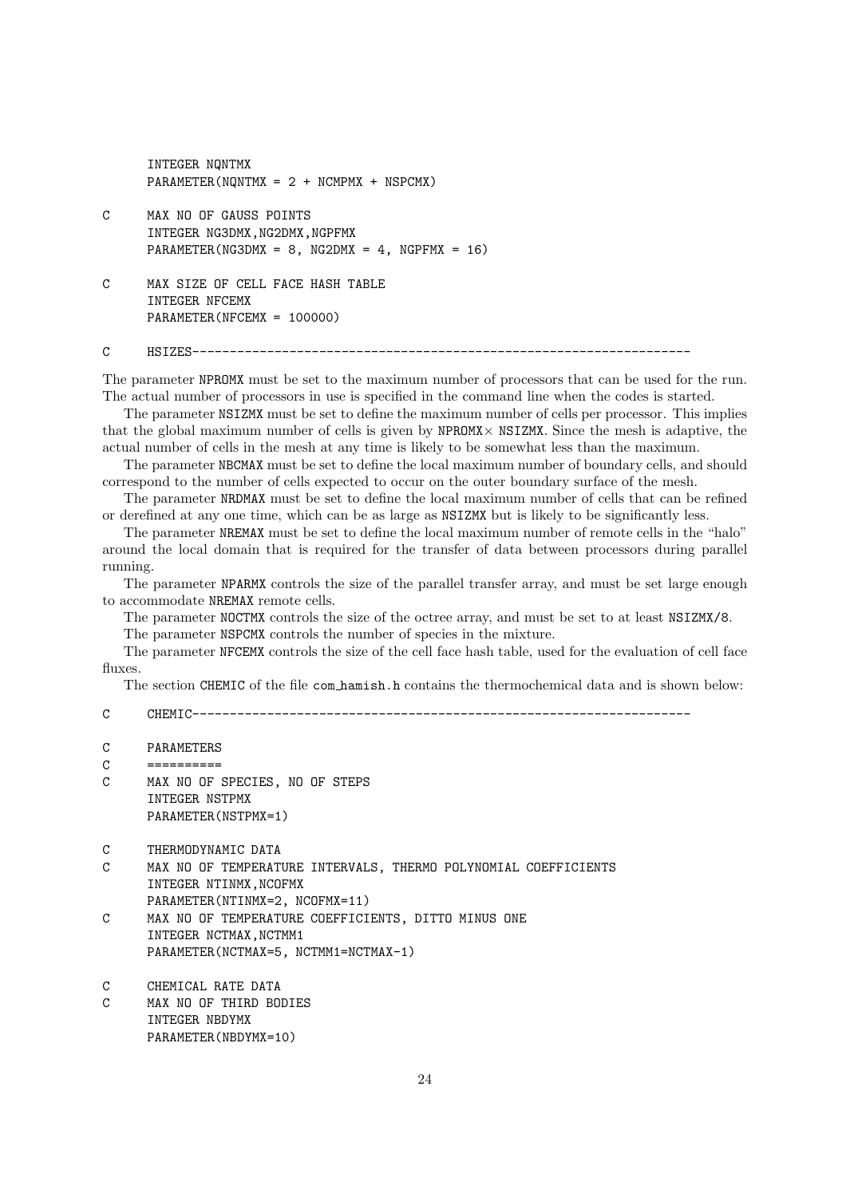```
      INTEGER NQNTMX
      PARAMETER(NQNTMX = 2 + NCMPMX + NSPCMX)

C     MAX NO OF GAUSS POINTS
      INTEGER NG3DMX,NG2DMX,NGPFMX
      PARAMETER(NG3DMX = 8, NG2DMX = 4, NGPFMX = 16)

C     MAX SIZE OF CELL FACE HASH TABLE
      INTEGER NFCEMX
      PARAMETER(NFCEMX = 100000)

C     HSIZES-----------------------------------------------------------------
```

The parameter NPROMX must be set to the maximum number of processors that can be used for the run. The actual number of processors in use is specified in the command line when the codes is started.

The parameter NSIZMX must be set to define the maximum number of cells per processor. This implies that the global maximum number of cells is given by NPROMX× NSIZMX. Since the mesh is adaptive, the actual number of cells in the mesh at any time is likely to be somewhat less than the maximum.

The parameter NBCMAX must be set to define the local maximum number of boundary cells, and should correspond to the number of cells expected to occur on the outer boundary surface of the mesh.

The parameter NRDMAX must be set to define the local maximum number of cells that can be refined or derefined at any one time, which can be as large as NSIZMX but is likely to be significantly less.

The parameter NREMAX must be set to define the local maximum number of remote cells in the "halo" around the local domain that is required for the transfer of data between processors during parallel running.

The parameter NPARMX controls the size of the parallel transfer array, and must be set large enough to accommodate NREMAX remote cells.

The parameter NOCTMX controls the size of the octree array, and must be set to at least NSIZMX/8.

The parameter NSPCMX controls the number of species in the mixture.

The parameter NFCEMX controls the size of the cell face hash table, used for the evaluation of cell face fluxes.

The section CHEMIC of the file com_hamish.h contains the thermochemical data and is shown below:

```
C     CHEMIC-----------------------------------------------------------------

C     PARAMETERS
C     ==========
C     MAX NO OF SPECIES, NO OF STEPS
      INTEGER NSTPMX
      PARAMETER(NSTPMX=1)

C     THERMODYNAMIC DATA
C     MAX NO OF TEMPERATURE INTERVALS, THERMO POLYNOMIAL COEFFICIENTS
      INTEGER NTINMX,NCOFMX
      PARAMETER(NTINMX=2, NCOFMX=11)
C     MAX NO OF TEMPERATURE COEFFICIENTS, DITTO MINUS ONE
      INTEGER NCTMAX,NCTMM1
      PARAMETER(NCTMAX=5, NCTMM1=NCTMAX-1)

C     CHEMICAL RATE DATA
C     MAX NO OF THIRD BODIES
      INTEGER NBDYMX
      PARAMETER(NBDYMX=10)
```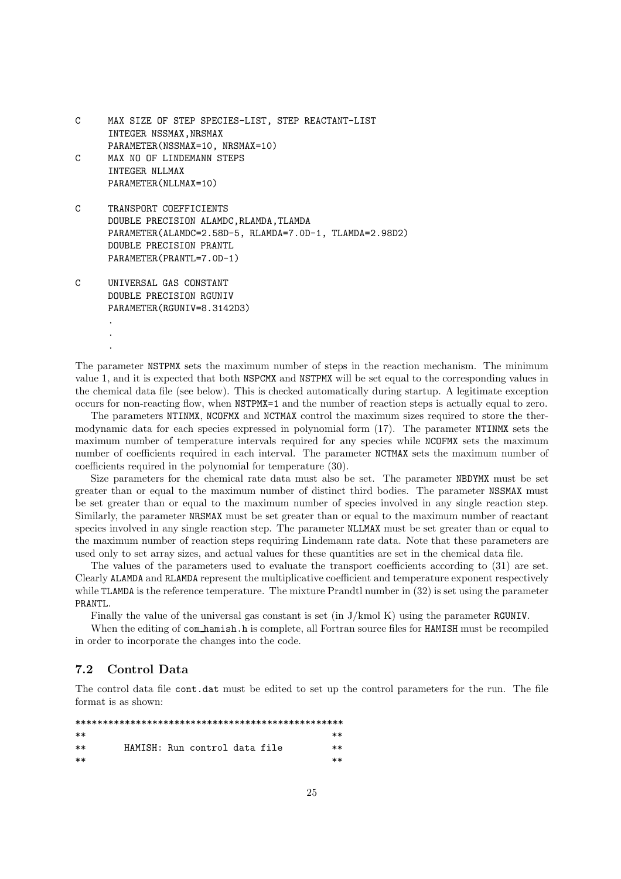```
C      MAX SIZE OF STEP SPECIES-LIST, STEP REACTANT-LIST
       INTEGER NSSMAX,NRSMAX
       PARAMETER(NSSMAX=10, NRSMAX=10)
C      MAX NO OF LINDEMANN STEPS
       INTEGER NLLMAX
       PARAMETER(NLLMAX=10)

C      TRANSPORT COEFFICIENTS
       DOUBLE PRECISION ALAMDC,RLAMDA,TLAMDA
       PARAMETER(ALAMDC=2.58D-5, RLAMDA=7.0D-1, TLAMDA=2.98D2)
       DOUBLE PRECISION PRANTL
       PARAMETER(PRANTL=7.0D-1)

C      UNIVERSAL GAS CONSTANT
       DOUBLE PRECISION RGUNIV
       PARAMETER(RGUNIV=8.3142D3)
       .
       .
       .
```

The parameter NSTPMX sets the maximum number of steps in the reaction mechanism. The minimum value 1, and it is expected that both NSPCMX and NSTPMX will be set equal to the corresponding values in the chemical data file (see below). This is checked automatically during startup. A legitimate exception occurs for non-reacting flow, when NSTPMX=1 and the number of reaction steps is actually equal to zero.

The parameters NTINMX, NCOFMX and NCTMAX control the maximum sizes required to store the thermodynamic data for each species expressed in polynomial form (17). The parameter NTINMX sets the maximum number of temperature intervals required for any species while NCOFMX sets the maximum number of coefficients required in each interval. The parameter NCTMAX sets the maximum number of coefficients required in the polynomial for temperature (30).

Size parameters for the chemical rate data must also be set. The parameter NBDYMX must be set greater than or equal to the maximum number of distinct third bodies. The parameter NSSMAX must be set greater than or equal to the maximum number of species involved in any single reaction step. Similarly, the parameter NRSMAX must be set greater than or equal to the maximum number of reactant species involved in any single reaction step. The parameter NLLMAX must be set greater than or equal to the maximum number of reaction steps requiring Lindemann rate data. Note that these parameters are used only to set array sizes, and actual values for these quantities are set in the chemical data file.

The values of the parameters used to evaluate the transport coefficients according to (31) are set. Clearly ALAMDA and RLAMDA represent the multiplicative coefficient and temperature exponent respectively while TLAMDA is the reference temperature. The mixture Prandtl number in (32) is set using the parameter PRANTL.

Finally the value of the universal gas constant is set (in J/kmol K) using the parameter RGUNIV.

When the editing of com_hamish.h is complete, all Fortran source files for HAMISH must be recompiled in order to incorporate the changes into the code.

## 7.2 Control Data

The control data file cont.dat must be edited to set up the control parameters for the run. The file format is as shown:

```
**************************************************
**                                              **
**       HAMISH: Run control data file          **
**                                              **
```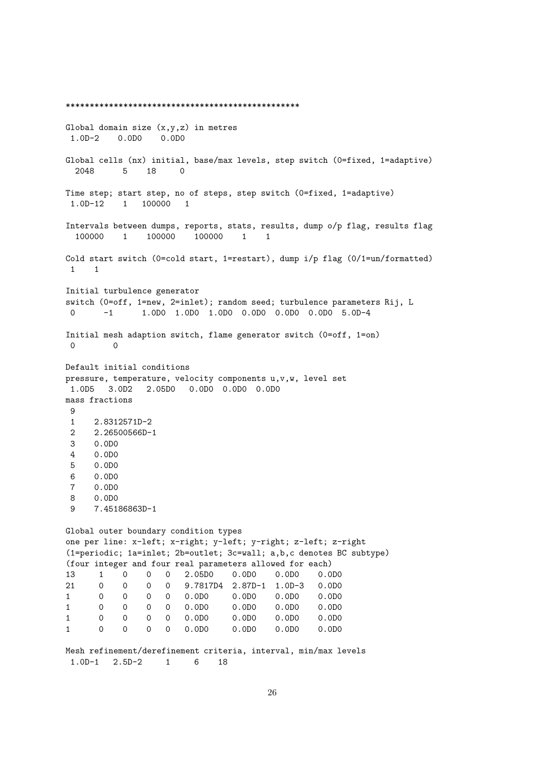```
************************************************

Global domain size (x,y,z) in metres
 1.0D-2    0.0D0    0.0D0

Global cells (nx) initial, base/max levels, step switch (0=fixed, 1=adaptive)
  2048      5    18     0

Time step; start step, no of steps, step switch (0=fixed, 1=adaptive)
 1.0D-12    1   100000   1

Intervals between dumps, reports, stats, results, dump o/p flag, results flag
  100000    1    100000    100000    1    1

Cold start switch (0=cold start, 1=restart), dump i/p flag (0/1=un/formatted)
 1    1

Initial turbulence generator
switch (0=off, 1=new, 2=inlet); random seed; turbulence parameters Rij, L
 0      -1      1.0D0  1.0D0  1.0D0  0.0D0  0.0D0  0.0D0  5.0D-4

Initial mesh adaption switch, flame generator switch (0=off, 1=on)
 0        0

Default initial conditions
pressure, temperature, velocity components u,v,w, level set
 1.0D5   3.0D2   2.05D0   0.0D0  0.0D0  0.0D0
mass fractions
 9
 1    2.8312571D-2
 2    2.26500566D-1
 3    0.0D0
 4    0.0D0
 5    0.0D0
 6    0.0D0
 7    0.0D0
 8    0.0D0
 9    7.45186863D-1

Global outer boundary condition types
one per line: x-left; x-right; y-left; y-right; z-left; z-right
(1=periodic; 1a=inlet; 2b=outlet; 3c=wall; a,b,c denotes BC subtype)
(four integer and four real parameters allowed for each)
13     1    0    0    0    2.05D0    0.0D0    0.0D0    0.0D0
21     0    0    0    0    9.7817D4  2.87D-1  1.0D-3   0.0D0
1      0    0    0    0    0.0D0     0.0D0    0.0D0    0.0D0
1      0    0    0    0    0.0D0     0.0D0    0.0D0    0.0D0
1      0    0    0    0    0.0D0     0.0D0    0.0D0    0.0D0
1      0    0    0    0    0.0D0     0.0D0    0.0D0    0.0D0

Mesh refinement/derefinement criteria, interval, min/max levels
 1.0D-1   2.5D-2     1     6    18
```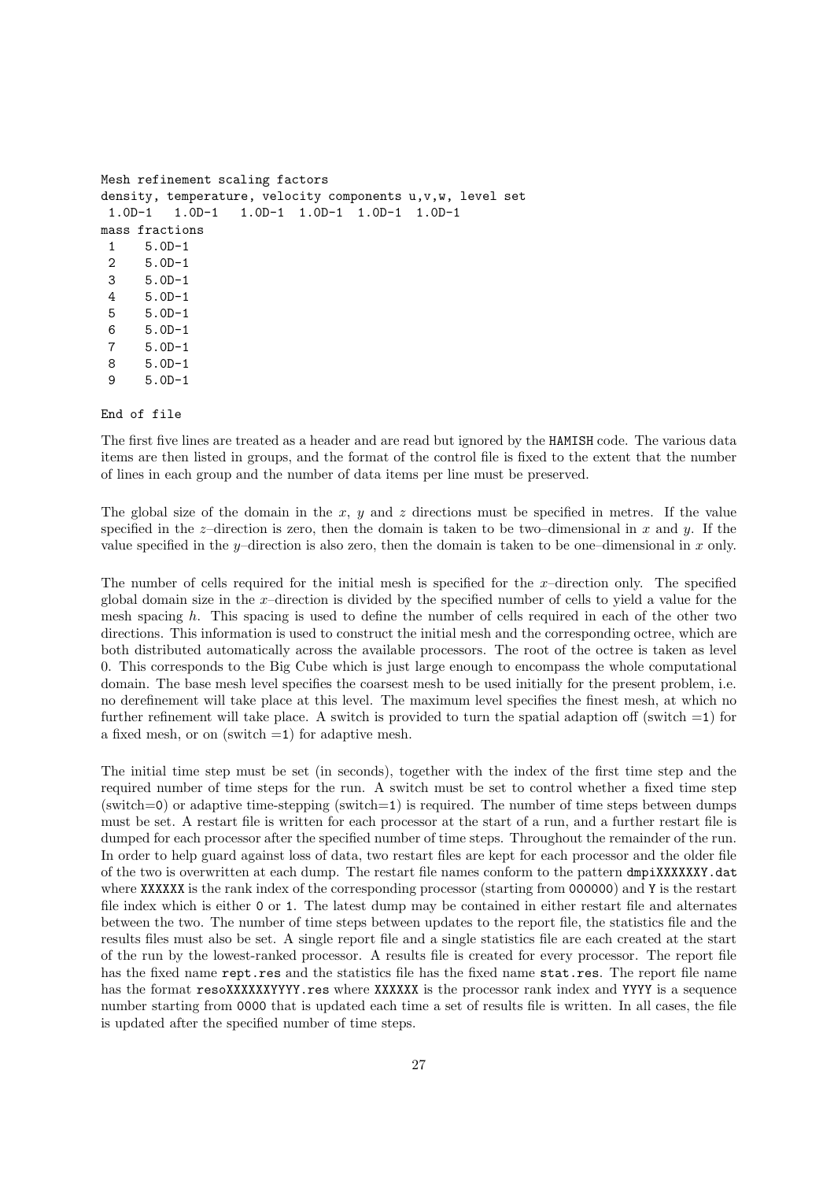```
Mesh refinement scaling factors
density, temperature, velocity components u,v,w, level set
 1.0D-1   1.0D-1   1.0D-1  1.0D-1  1.0D-1  1.0D-1
mass fractions
 1    5.0D-1
 2    5.0D-1
 3    5.0D-1
 4    5.0D-1
 5    5.0D-1
 6    5.0D-1
 7    5.0D-1
 8    5.0D-1
 9    5.0D-1

End of file
```

The first five lines are treated as a header and are read but ignored by the `HAMISH` code. The various data items are then listed in groups, and the format of the control file is fixed to the extent that the number of lines in each group and the number of data items per line must be preserved.

The global size of the domain in the $x$, $y$ and $z$ directions must be specified in metres. If the value specified in the $z$–direction is zero, then the domain is taken to be two–dimensional in $x$ and $y$. If the value specified in the $y$–direction is also zero, then the domain is taken to be one–dimensional in $x$ only.

The number of cells required for the initial mesh is specified for the $x$–direction only. The specified global domain size in the $x$–direction is divided by the specified number of cells to yield a value for the mesh spacing $h$. This spacing is used to define the number of cells required in each of the other two directions. This information is used to construct the initial mesh and the corresponding octree, which are both distributed automatically across the available processors. The root of the octree is taken as level 0. This corresponds to the Big Cube which is just large enough to encompass the whole computational domain. The base mesh level specifies the coarsest mesh to be used initially for the present problem, i.e. no derefinement will take place at this level. The maximum level specifies the finest mesh, at which no further refinement will take place. A switch is provided to turn the spatial adaption off (switch =`1`) for a fixed mesh, or on (switch =`1`) for adaptive mesh.

The initial time step must be set (in seconds), together with the index of the first time step and the required number of time steps for the run. A switch must be set to control whether a fixed time step (switch=`0`) or adaptive time-stepping (switch=`1`) is required. The number of time steps between dumps must be set. A restart file is written for each processor at the start of a run, and a further restart file is dumped for each processor after the specified number of time steps. Throughout the remainder of the run. In order to help guard against loss of data, two restart files are kept for each processor and the older file of the two is overwritten at each dump. The restart file names conform to the pattern `dmpiXXXXXXY.dat` where `XXXXXX` is the rank index of the corresponding processor (starting from `000000`) and `Y` is the restart file index which is either `0` or `1`. The latest dump may be contained in either restart file and alternates between the two. The number of time steps between updates to the report file, the statistics file and the results files must also be set. A single report file and a single statistics file are each created at the start of the run by the lowest-ranked processor. A results file is created for every processor. The report file has the fixed name `rept.res` and the statistics file has the fixed name `stat.res`. The report file name has the format `resoXXXXXXYYYY.res` where `XXXXXX` is the processor rank index and `YYYY` is a sequence number starting from `0000` that is updated each time a set of results file is written. In all cases, the file is updated after the specified number of time steps.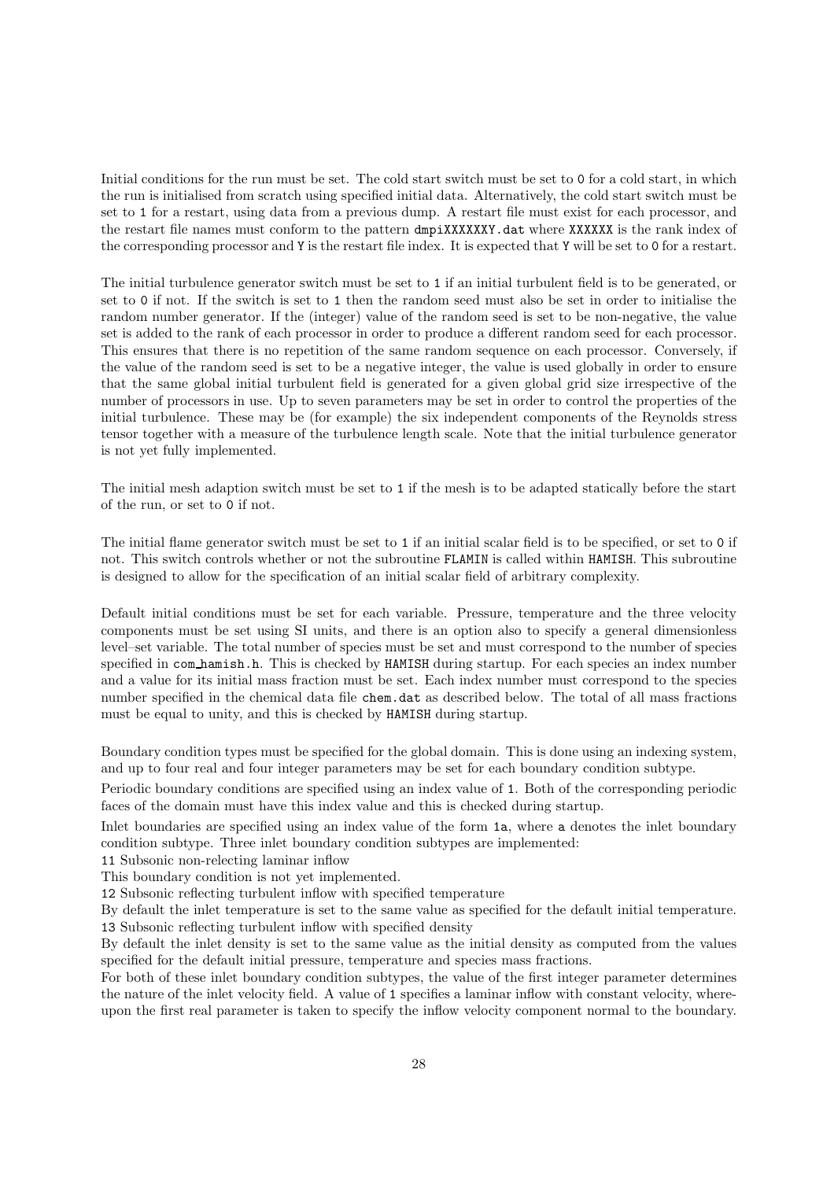Initial conditions for the run must be set. The cold start switch must be set to `0` for a cold start, in which the run is initialised from scratch using specified initial data. Alternatively, the cold start switch must be set to `1` for a restart, using data from a previous dump. A restart file must exist for each processor, and the restart file names must conform to the pattern `dmpiXXXXXXY.dat` where `XXXXXX` is the rank index of the corresponding processor and `Y` is the restart file index. It is expected that `Y` will be set to `0` for a restart.

The initial turbulence generator switch must be set to `1` if an initial turbulent field is to be generated, or set to `0` if not. If the switch is set to `1` then the random seed must also be set in order to initialise the random number generator. If the (integer) value of the random seed is set to be non-negative, the value set is added to the rank of each processor in order to produce a different random seed for each processor. This ensures that there is no repetition of the same random sequence on each processor. Conversely, if the value of the random seed is set to be a negative integer, the value is used globally in order to ensure that the same global initial turbulent field is generated for a given global grid size irrespective of the number of processors in use. Up to seven parameters may be set in order to control the properties of the initial turbulence. These may be (for example) the six independent components of the Reynolds stress tensor together with a measure of the turbulence length scale. Note that the initial turbulence generator is not yet fully implemented.

The initial mesh adaption switch must be set to `1` if the mesh is to be adapted statically before the start of the run, or set to `0` if not.

The initial flame generator switch must be set to `1` if an initial scalar field is to be specified, or set to `0` if not. This switch controls whether or not the subroutine `FLAMIN` is called within `HAMISH`. This subroutine is designed to allow for the specification of an initial scalar field of arbitrary complexity.

Default initial conditions must be set for each variable. Pressure, temperature and the three velocity components must be set using SI units, and there is an option also to specify a general dimensionless level–set variable. The total number of species must be set and must correspond to the number of species specified in `com_hamish.h`. This is checked by `HAMISH` during startup. For each species an index number and a value for its initial mass fraction must be set. Each index number must correspond to the species number specified in the chemical data file `chem.dat` as described below. The total of all mass fractions must be equal to unity, and this is checked by `HAMISH` during startup.

Boundary condition types must be specified for the global domain. This is done using an indexing system, and up to four real and four integer parameters may be set for each boundary condition subtype.

Periodic boundary conditions are specified using an index value of `1`. Both of the corresponding periodic faces of the domain must have this index value and this is checked during startup.

Inlet boundaries are specified using an index value of the form `1a`, where `a` denotes the inlet boundary condition subtype. Three inlet boundary condition subtypes are implemented:

`11` Subsonic non-relecting laminar inflow

This boundary condition is not yet implemented.

`12` Subsonic reflecting turbulent inflow with specified temperature

By default the inlet temperature is set to the same value as specified for the default initial temperature.

`13` Subsonic reflecting turbulent inflow with specified density

By default the inlet density is set to the same value as the initial density as computed from the values specified for the default initial pressure, temperature and species mass fractions.

For both of these inlet boundary condition subtypes, the value of the first integer parameter determines the nature of the inlet velocity field. A value of `1` specifies a laminar inflow with constant velocity, whereupon the first real parameter is taken to specify the inflow velocity component normal to the boundary.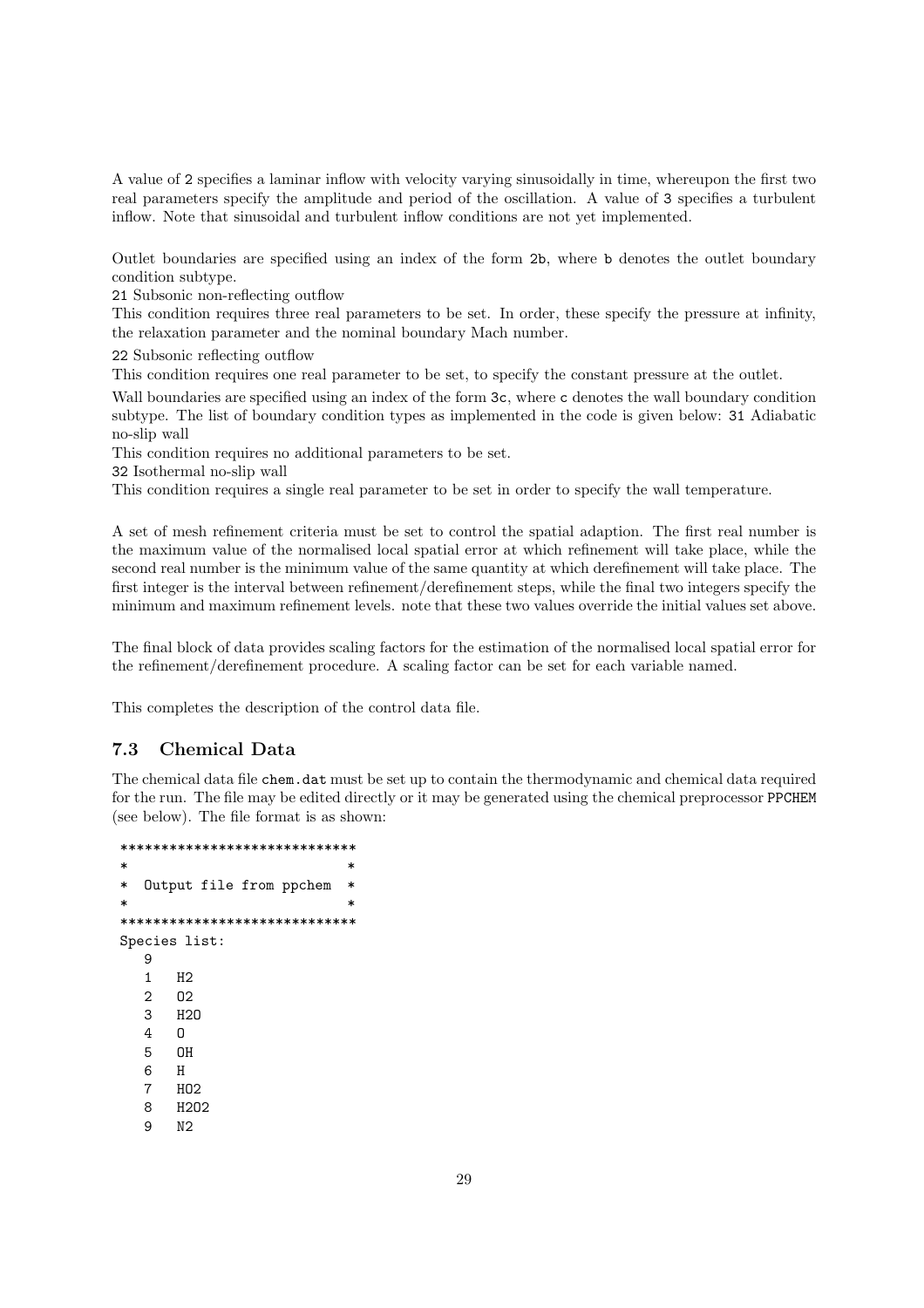A value of `2` specifies a laminar inflow with velocity varying sinusoidally in time, whereupon the first two real parameters specify the amplitude and period of the oscillation. A value of `3` specifies a turbulent inflow. Note that sinusoidal and turbulent inflow conditions are not yet implemented.

Outlet boundaries are specified using an index of the form `2b`, where `b` denotes the outlet boundary condition subtype.

`21` Subsonic non-reflecting outflow

This condition requires three real parameters to be set. In order, these specify the pressure at infinity, the relaxation parameter and the nominal boundary Mach number.

`22` Subsonic reflecting outflow

This condition requires one real parameter to be set, to specify the constant pressure at the outlet.

Wall boundaries are specified using an index of the form `3c`, where `c` denotes the wall boundary condition subtype. The list of boundary condition types as implemented in the code is given below: `31` Adiabatic no-slip wall

This condition requires no additional parameters to be set.

`32` Isothermal no-slip wall

This condition requires a single real parameter to be set in order to specify the wall temperature.

A set of mesh refinement criteria must be set to control the spatial adaption. The first real number is the maximum value of the normalised local spatial error at which refinement will take place, while the second real number is the minimum value of the same quantity at which derefinement will take place. The first integer is the interval between refinement/derefinement steps, while the final two integers specify the minimum and maximum refinement levels. note that these two values override the initial values set above.

The final block of data provides scaling factors for the estimation of the normalised local spatial error for the refinement/derefinement procedure. A scaling factor can be set for each variable named.

This completes the description of the control data file.

### 7.3 Chemical Data

The chemical data file `chem.dat` must be set up to contain the thermodynamic and chemical data required for the run. The file may be edited directly or it may be generated using the chemical preprocessor `PPCHEM` (see below). The file format is as shown:

```
*****************************
*                           *
*  Output file from ppchem  *
*                           *
*****************************
Species list:
   9
   1   H2
   2   O2
   3   H2O
   4   O
   5   OH
   6   H
   7   HO2
   8   H2O2
   9   N2
```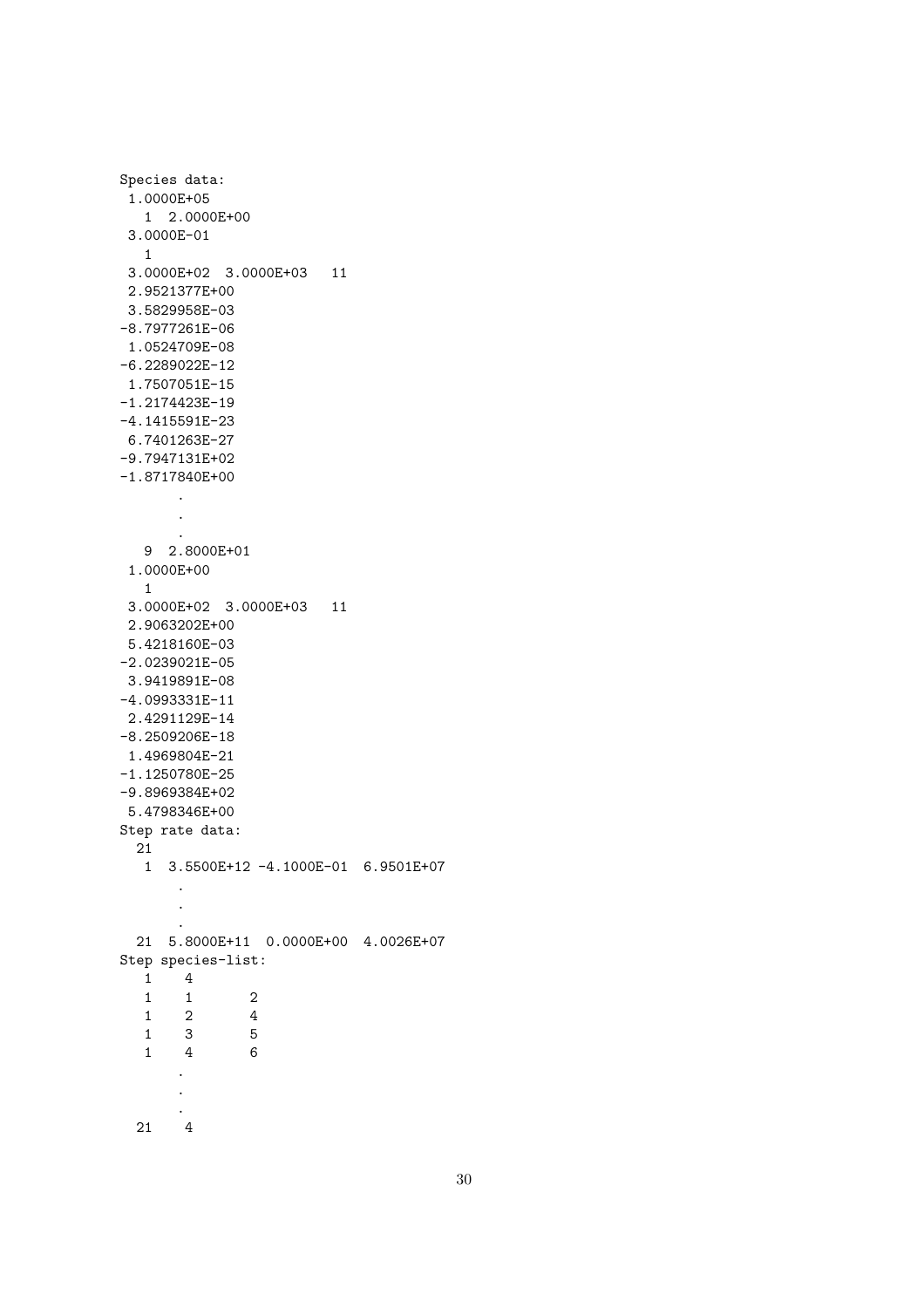```
Species data:
 1.0000E+05
   1  2.0000E+00
 3.0000E-01
   1
 3.0000E+02  3.0000E+03   11
 2.9521377E+00
 3.5829958E-03
-8.7977261E-06
 1.0524709E-08
-6.2289022E-12
 1.7507051E-15
-1.2174423E-19
-4.1415591E-23
 6.7401263E-27
-9.7947131E+02
-1.8717840E+00
       .
       .
       .
   9  2.8000E+01
 1.0000E+00
   1
 3.0000E+02  3.0000E+03   11
 2.9063202E+00
 5.4218160E-03
-2.0239021E-05
 3.9419891E-08
-4.0993331E-11
 2.4291129E-14
-8.2509206E-18
 1.4969804E-21
-1.1250780E-25
-9.8969384E+02
 5.4798346E+00
Step rate data:
  21
   1  3.5500E+12 -4.1000E-01  6.9501E+07
       .
       .
       .
  21  5.8000E+11  0.0000E+00  4.0026E+07
Step species-list:
   1    4
   1    1       2
   1    2       4
   1    3       5
   1    4       6
       .
       .
       .
  21    4
```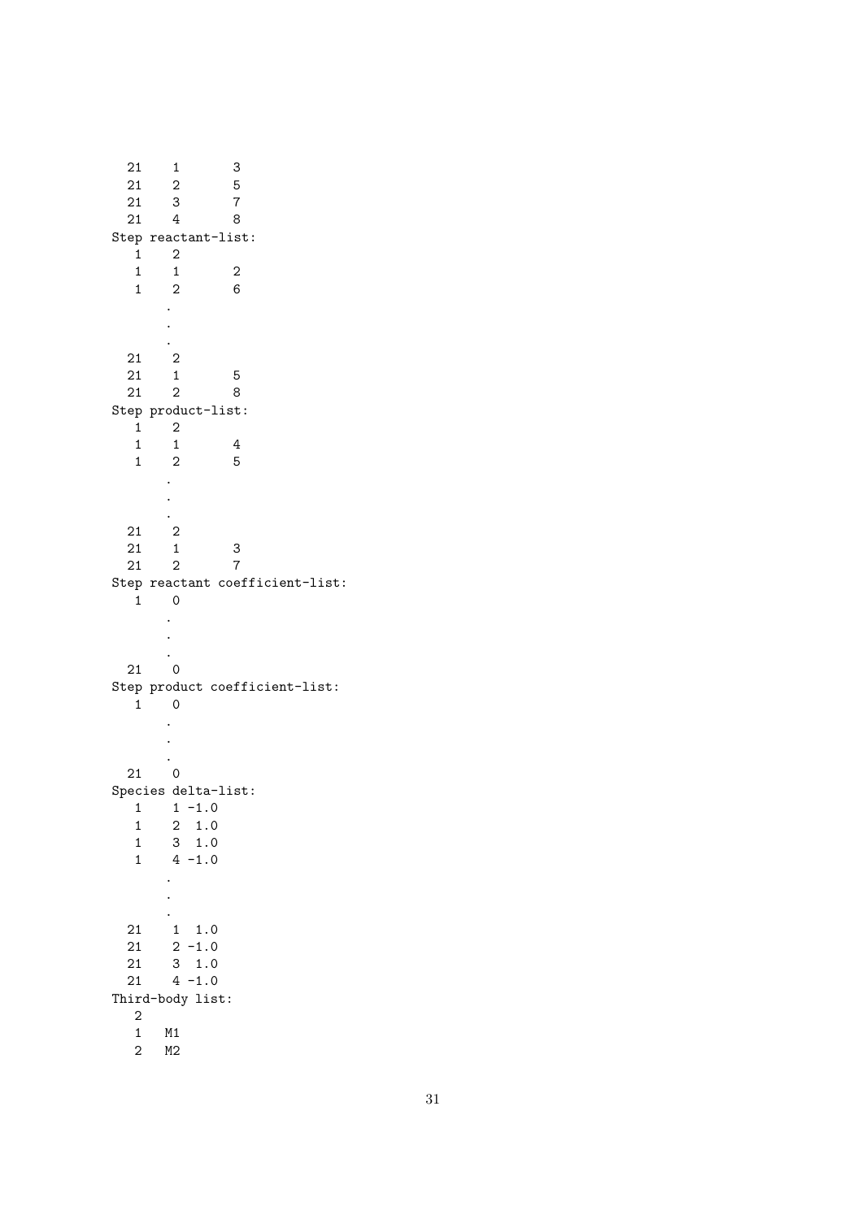```
  21    1       3
  21    2       5
  21    3       7
  21    4       8
Step reactant-list:
   1    2
   1    1       2
   1    2       6
        .
        .
        .
  21    2
  21    1       5
  21    2       8
Step product-list:
   1    2
   1    1       4
   1    2       5
        .
        .
        .
  21    2
  21    1       3
  21    2       7
Step reactant coefficient-list:
   1    0
        .
        .
        .
  21    0
Step product coefficient-list:
   1    0
        .
        .
        .
  21    0
Species delta-list:
   1    1 -1.0
   1    2  1.0
   1    3  1.0
   1    4 -1.0
        .
        .
        .
  21    1  1.0
  21    2 -1.0
  21    3  1.0
  21    4 -1.0
Third-body list:
   2
   1   M1
   2   M2
```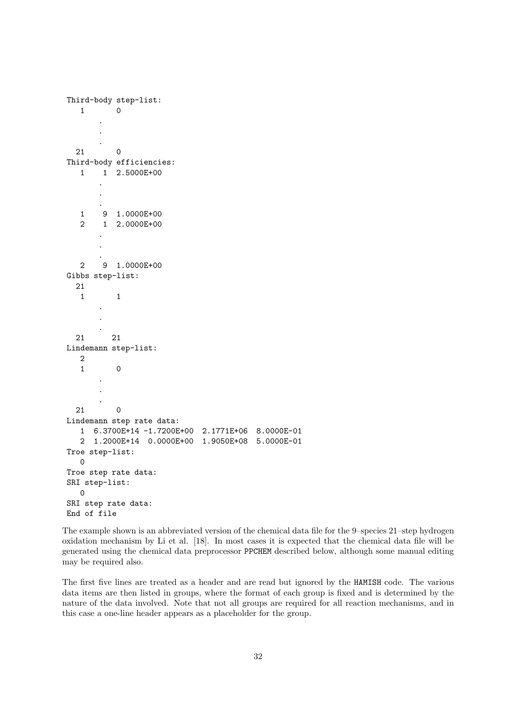```
Third-body step-list:
   1       0
       .
       .
       .
  21       0
Third-body efficiencies:
   1    1  2.5000E+00
       .
       .
       .
   1    9  1.0000E+00
   2    1  2.0000E+00
       .
       .
       .
   2    9  1.0000E+00
Gibbs step-list:
  21
   1       1
       .
       .
       .
  21      21
Lindemann step-list:
   2
   1       0
       .
       .
       .
  21       0
Lindemann step rate data:
   1  6.3700E+14 -1.7200E+00  2.1771E+06  8.0000E-01
   2  1.2000E+14  0.0000E+00  1.9050E+08  5.0000E-01
Troe step-list:
   0
Troe step rate data:
SRI step-list:
   0
SRI step rate data:
End of file
```

The example shown is an abbreviated version of the chemical data file for the 9–species 21–step hydrogen oxidation mechanism by Li et al. [18]. In most cases it is expected that the chemical data file will be generated using the chemical data preprocessor `PPCHEM` described below, although some manual editing may be required also.

The first five lines are treated as a header and are read but ignored by the `HAMISH` code. The various data items are then listed in groups, where the format of each group is fixed and is determined by the nature of the data involved. Note that not all groups are required for all reaction mechanisms, and in this case a one-line header appears as a placeholder for the group.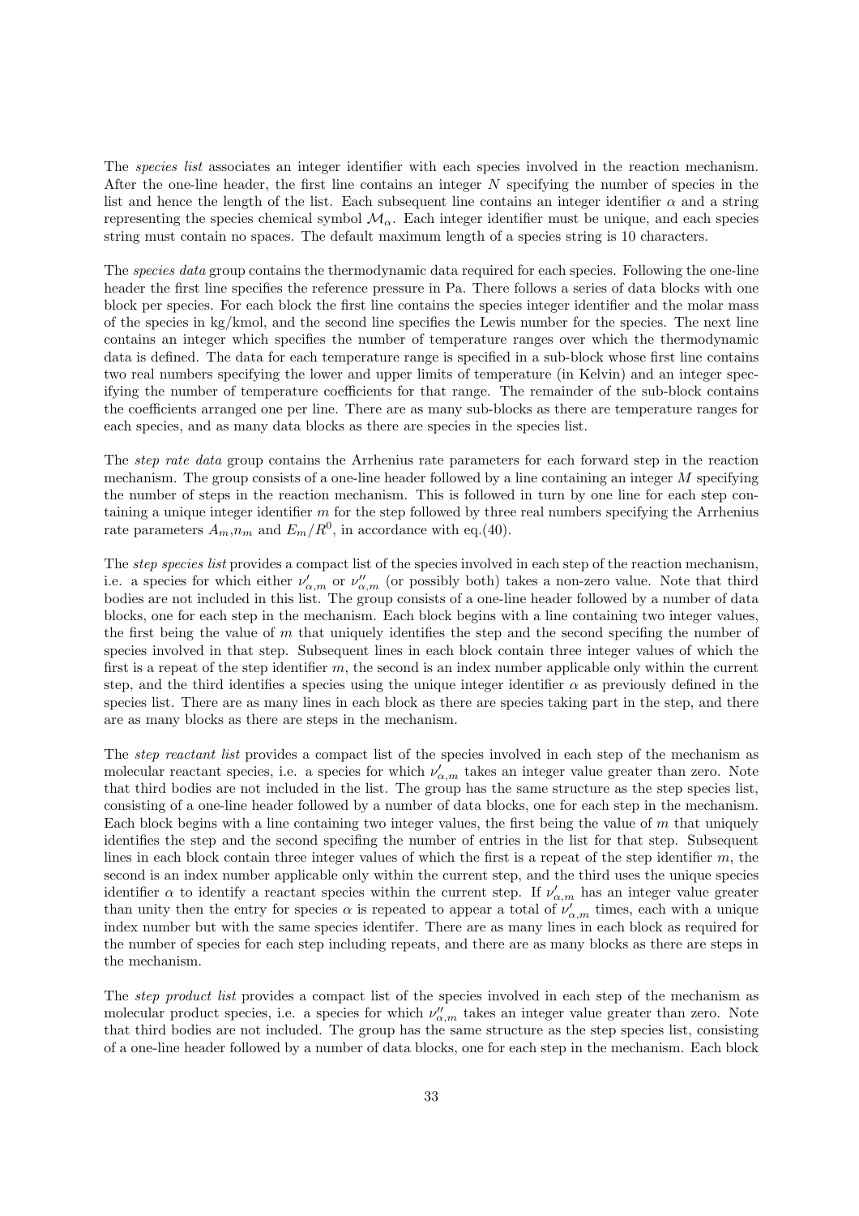The *species list* associates an integer identifier with each species involved in the reaction mechanism. After the one-line header, the first line contains an integer $N$ specifying the number of species in the list and hence the length of the list. Each subsequent line contains an integer identifier $\alpha$ and a string representing the species chemical symbol $\mathcal{M}_\alpha$. Each integer identifier must be unique, and each species string must contain no spaces. The default maximum length of a species string is 10 characters.

The *species data* group contains the thermodynamic data required for each species. Following the one-line header the first line specifies the reference pressure in Pa. There follows a series of data blocks with one block per species. For each block the first line contains the species integer identifier and the molar mass of the species in kg/kmol, and the second line specifies the Lewis number for the species. The next line contains an integer which specifies the number of temperature ranges over which the thermodynamic data is defined. The data for each temperature range is specified in a sub-block whose first line contains two real numbers specifying the lower and upper limits of temperature (in Kelvin) and an integer specifying the number of temperature coefficients for that range. The remainder of the sub-block contains the coefficients arranged one per line. There are as many sub-blocks as there are temperature ranges for each species, and as many data blocks as there are species in the species list.

The *step rate data* group contains the Arrhenius rate parameters for each forward step in the reaction mechanism. The group consists of a one-line header followed by a line containing an integer $M$ specifying the number of steps in the reaction mechanism. This is followed in turn by one line for each step containing a unique integer identifier $m$ for the step followed by three real numbers specifying the Arrhenius rate parameters $A_m$,$n_m$ and $E_m/R^0$, in accordance with eq.(40).

The *step species list* provides a compact list of the species involved in each step of the reaction mechanism, i.e. a species for which either $\nu'_{\alpha,m}$ or $\nu''_{\alpha,m}$ (or possibly both) takes a non-zero value. Note that third bodies are not included in this list. The group consists of a one-line header followed by a number of data blocks, one for each step in the mechanism. Each block begins with a line containing two integer values, the first being the value of $m$ that uniquely identifies the step and the second specifing the number of species involved in that step. Subsequent lines in each block contain three integer values of which the first is a repeat of the step identifier $m$, the second is an index number applicable only within the current step, and the third identifies a species using the unique integer identifier $\alpha$ as previously defined in the species list. There are as many lines in each block as there are species taking part in the step, and there are as many blocks as there are steps in the mechanism.

The *step reactant list* provides a compact list of the species involved in each step of the mechanism as molecular reactant species, i.e. a species for which $\nu'_{\alpha,m}$ takes an integer value greater than zero. Note that third bodies are not included in the list. The group has the same structure as the step species list, consisting of a one-line header followed by a number of data blocks, one for each step in the mechanism. Each block begins with a line containing two integer values, the first being the value of $m$ that uniquely identifies the step and the second specifing the number of entries in the list for that step. Subsequent lines in each block contain three integer values of which the first is a repeat of the step identifier $m$, the second is an index number applicable only within the current step, and the third uses the unique species identifier $\alpha$ to identify a reactant species within the current step. If $\nu'_{\alpha,m}$ has an integer value greater than unity then the entry for species $\alpha$ is repeated to appear a total of $\nu'_{\alpha,m}$ times, each with a unique index number but with the same species identifer. There are as many lines in each block as required for the number of species for each step including repeats, and there are as many blocks as there are steps in the mechanism.

The *step product list* provides a compact list of the species involved in each step of the mechanism as molecular product species, i.e. a species for which $\nu''_{\alpha,m}$ takes an integer value greater than zero. Note that third bodies are not included. The group has the same structure as the step species list, consisting of a one-line header followed by a number of data blocks, one for each step in the mechanism. Each block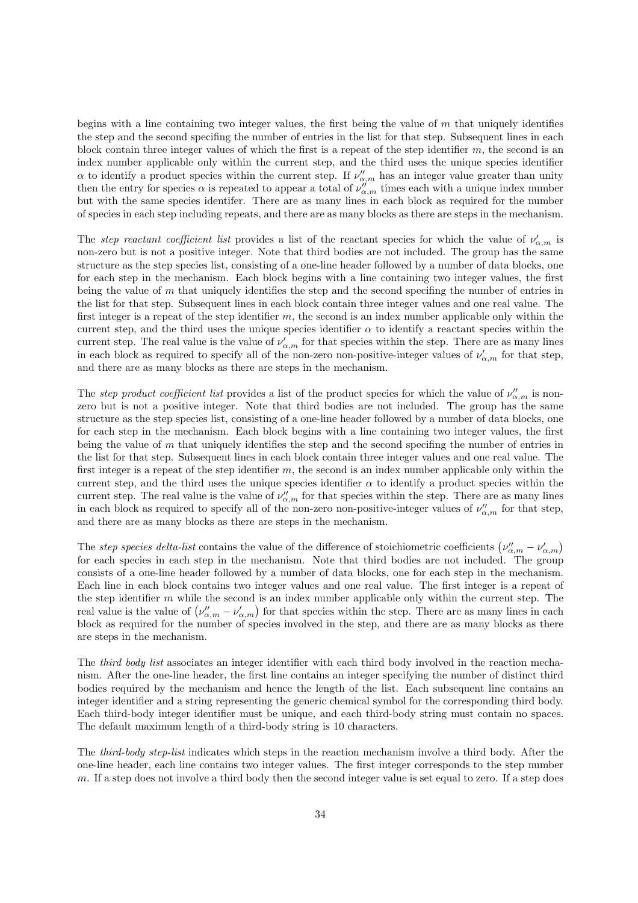begins with a line containing two integer values, the first being the value of $m$ that uniquely identifies the step and the second specifing the number of entries in the list for that step. Subsequent lines in each block contain three integer values of which the first is a repeat of the step identifier $m$, the second is an index number applicable only within the current step, and the third uses the unique species identifier $\alpha$ to identify a product species within the current step. If $\nu''_{\alpha,m}$ has an integer value greater than unity then the entry for species $\alpha$ is repeated to appear a total of $\nu''_{\alpha,m}$ times each with a unique index number but with the same species identifer. There are as many lines in each block as required for the number of species in each step including repeats, and there are as many blocks as there are steps in the mechanism.

The *step reactant coefficient list* provides a list of the reactant species for which the value of $\nu'_{\alpha,m}$ is non-zero but is not a positive integer. Note that third bodies are not included. The group has the same structure as the step species list, consisting of a one-line header followed by a number of data blocks, one for each step in the mechanism. Each block begins with a line containing two integer values, the first being the value of $m$ that uniquely identifies the step and the second specifing the number of entries in the list for that step. Subsequent lines in each block contain three integer values and one real value. The first integer is a repeat of the step identifier $m$, the second is an index number applicable only within the current step, and the third uses the unique species identifier $\alpha$ to identify a reactant species within the current step. The real value is the value of $\nu'_{\alpha,m}$ for that species within the step. There are as many lines in each block as required to specify all of the non-zero non-positive-integer values of $\nu'_{\alpha,m}$ for that step, and there are as many blocks as there are steps in the mechanism.

The *step product coefficient list* provides a list of the product species for which the value of $\nu''_{\alpha,m}$ is non-zero but is not a positive integer. Note that third bodies are not included. The group has the same structure as the step species list, consisting of a one-line header followed by a number of data blocks, one for each step in the mechanism. Each block begins with a line containing two integer values, the first being the value of $m$ that uniquely identifies the step and the second specifing the number of entries in the list for that step. Subsequent lines in each block contain three integer values and one real value. The first integer is a repeat of the step identifier $m$, the second is an index number applicable only within the current step, and the third uses the unique species identifier $\alpha$ to identify a product species within the current step. The real value is the value of $\nu''_{\alpha,m}$ for that species within the step. There are as many lines in each block as required to specify all of the non-zero non-positive-integer values of $\nu''_{\alpha,m}$ for that step, and there are as many blocks as there are steps in the mechanism.

The *step species delta-list* contains the value of the difference of stoichiometric coefficients $\left(\nu''_{\alpha,m} - \nu'_{\alpha,m}\right)$ for each species in each step in the mechanism. Note that third bodies are not included. The group consists of a one-line header followed by a number of data blocks, one for each step in the mechanism. Each line in each block contains two integer values and one real value. The first integer is a repeat of the step identifier $m$ while the second is an index number applicable only within the current step. The real value is the value of $\left(\nu''_{\alpha,m} - \nu'_{\alpha,m}\right)$ for that species within the step. There are as many lines in each block as required for the number of species involved in the step, and there are as many blocks as there are steps in the mechanism.

The *third body list* associates an integer identifier with each third body involved in the reaction mechanism. After the one-line header, the first line contains an integer specifying the number of distinct third bodies required by the mechanism and hence the length of the list. Each subsequent line contains an integer identifier and a string representing the generic chemical symbol for the corresponding third body. Each third-body integer identifier must be unique, and each third-body string must contain no spaces. The default maximum length of a third-body string is 10 characters.

The *third-body step-list* indicates which steps in the reaction mechanism involve a third body. After the one-line header, each line contains two integer values. The first integer corresponds to the step number $m$. If a step does not involve a third body then the second integer value is set equal to zero. If a step does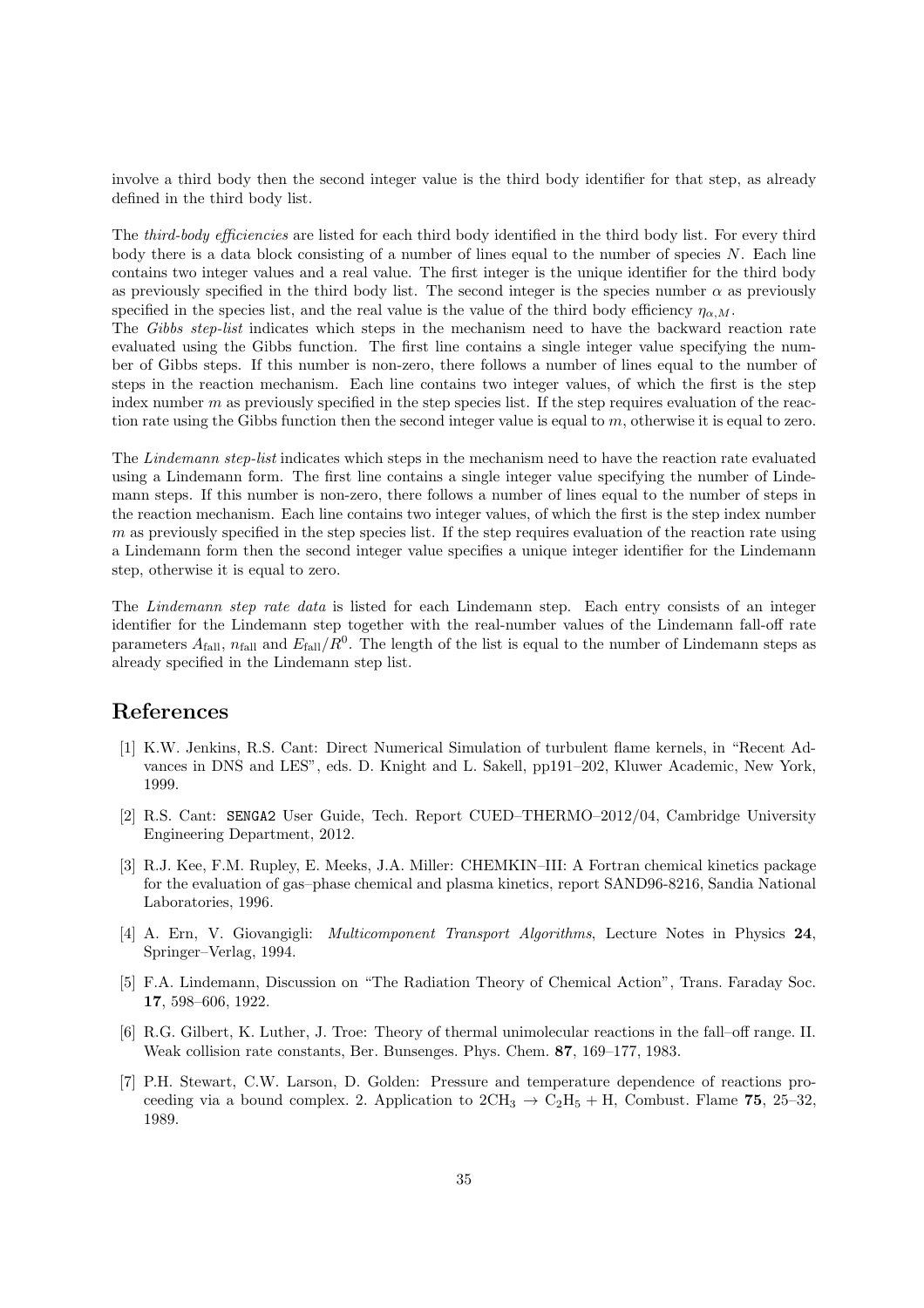involve a third body then the second integer value is the third body identifier for that step, as already defined in the third body list.

The *third-body efficiencies* are listed for each third body identified in the third body list. For every third body there is a data block consisting of a number of lines equal to the number of species $N$. Each line contains two integer values and a real value. The first integer is the unique identifier for the third body as previously specified in the third body list. The second integer is the species number $\alpha$ as previously specified in the species list, and the real value is the value of the third body efficiency $\eta_{\alpha,M}$.
The *Gibbs step-list* indicates which steps in the mechanism need to have the backward reaction rate evaluated using the Gibbs function. The first line contains a single integer value specifying the number of Gibbs steps. If this number is non-zero, there follows a number of lines equal to the number of steps in the reaction mechanism. Each line contains two integer values, of which the first is the step index number $m$ as previously specified in the step species list. If the step requires evaluation of the reaction rate using the Gibbs function then the second integer value is equal to $m$, otherwise it is equal to zero.

The *Lindemann step-list* indicates which steps in the mechanism need to have the reaction rate evaluated using a Lindemann form. The first line contains a single integer value specifying the number of Lindemann steps. If this number is non-zero, there follows a number of lines equal to the number of steps in the reaction mechanism. Each line contains two integer values, of which the first is the step index number $m$ as previously specified in the step species list. If the step requires evaluation of the reaction rate using a Lindemann form then the second integer value specifies a unique integer identifier for the Lindemann step, otherwise it is equal to zero.

The *Lindemann step rate data* is listed for each Lindemann step. Each entry consists of an integer identifier for the Lindemann step together with the real-number values of the Lindemann fall-off rate parameters $A_{\text{fall}}$, $n_{\text{fall}}$ and $E_{\text{fall}}/R^0$. The length of the list is equal to the number of Lindemann steps as already specified in the Lindemann step list.

# References

[1] K.W. Jenkins, R.S. Cant: Direct Numerical Simulation of turbulent flame kernels, in "Recent Advances in DNS and LES", eds. D. Knight and L. Sakell, pp191–202, Kluwer Academic, New York, 1999.

[2] R.S. Cant: `SENGA2` User Guide, Tech. Report CUED–THERMO–2012/04, Cambridge University Engineering Department, 2012.

[3] R.J. Kee, F.M. Rupley, E. Meeks, J.A. Miller: CHEMKIN–III: A Fortran chemical kinetics package for the evaluation of gas–phase chemical and plasma kinetics, report SAND96-8216, Sandia National Laboratories, 1996.

[4] A. Ern, V. Giovangigli: *Multicomponent Transport Algorithms*, Lecture Notes in Physics **24**, Springer–Verlag, 1994.

[5] F.A. Lindemann, Discussion on "The Radiation Theory of Chemical Action", Trans. Faraday Soc. **17**, 598–606, 1922.

[6] R.G. Gilbert, K. Luther, J. Troe: Theory of thermal unimolecular reactions in the fall–off range. II. Weak collision rate constants, Ber. Bunsenges. Phys. Chem. **87**, 169–177, 1983.

[7] P.H. Stewart, C.W. Larson, D. Golden: Pressure and temperature dependence of reactions proceeding via a bound complex. 2. Application to $2CH_3 \rightarrow C_2H_5 + H$, Combust. Flame **75**, 25–32, 1989.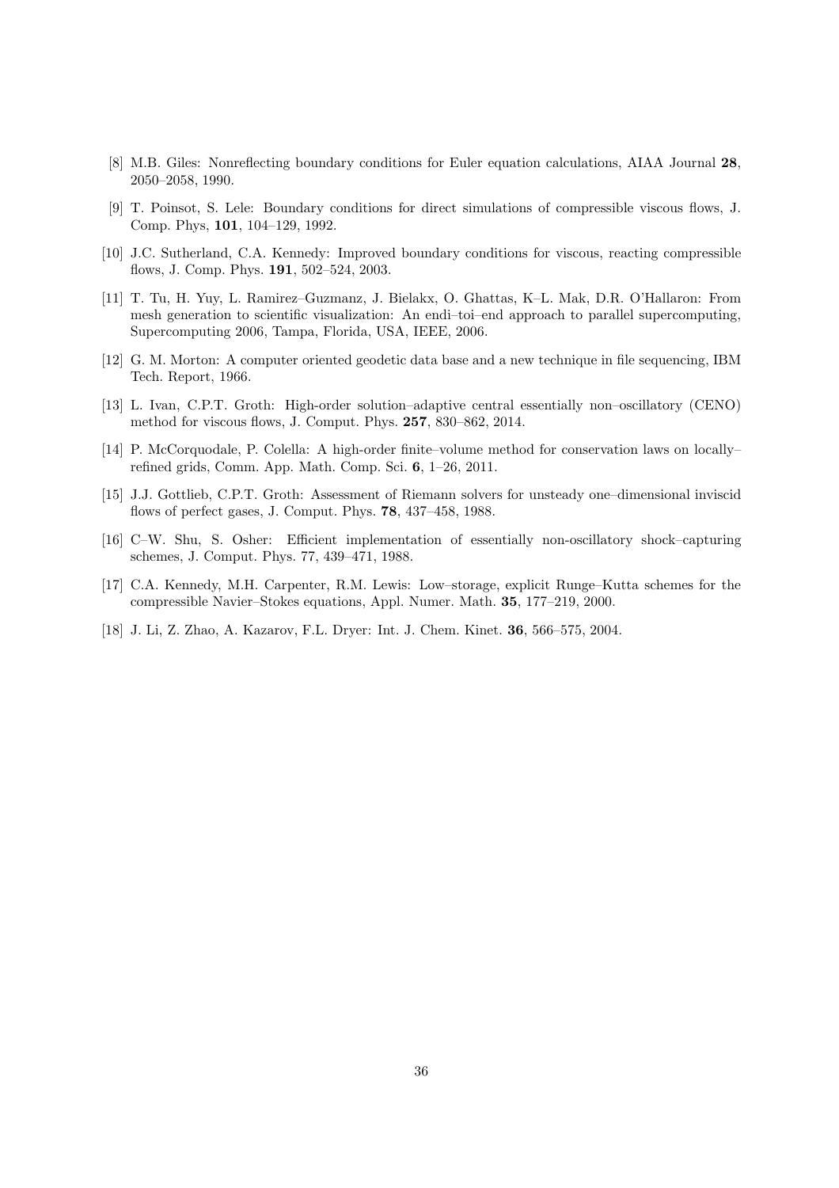[8] M.B. Giles: Nonreflecting boundary conditions for Euler equation calculations, AIAA Journal **28**, 2050–2058, 1990.

[9] T. Poinsot, S. Lele: Boundary conditions for direct simulations of compressible viscous flows, J. Comp. Phys, **101**, 104–129, 1992.

[10] J.C. Sutherland, C.A. Kennedy: Improved boundary conditions for viscous, reacting compressible flows, J. Comp. Phys. **191**, 502–524, 2003.

[11] T. Tu, H. Yuy, L. Ramirez–Guzmanz, J. Bielakx, O. Ghattas, K–L. Mak, D.R. O'Hallaron: From mesh generation to scientific visualization: An endi–toi–end approach to parallel supercomputing, Supercomputing 2006, Tampa, Florida, USA, IEEE, 2006.

[12] G. M. Morton: A computer oriented geodetic data base and a new technique in file sequencing, IBM Tech. Report, 1966.

[13] L. Ivan, C.P.T. Groth: High-order solution–adaptive central essentially non–oscillatory (CENO) method for viscous flows, J. Comput. Phys. **257**, 830–862, 2014.

[14] P. McCorquodale, P. Colella: A high-order finite–volume method for conservation laws on locally–refined grids, Comm. App. Math. Comp. Sci. **6**, 1–26, 2011.

[15] J.J. Gottlieb, C.P.T. Groth: Assessment of Riemann solvers for unsteady one–dimensional inviscid flows of perfect gases, J. Comput. Phys. **78**, 437–458, 1988.

[16] C–W. Shu, S. Osher: Efficient implementation of essentially non-oscillatory shock–capturing schemes, J. Comput. Phys. 77, 439–471, 1988.

[17] C.A. Kennedy, M.H. Carpenter, R.M. Lewis: Low–storage, explicit Runge–Kutta schemes for the compressible Navier–Stokes equations, Appl. Numer. Math. **35**, 177–219, 2000.

[18] J. Li, Z. Zhao, A. Kazarov, F.L. Dryer: Int. J. Chem. Kinet. **36**, 566–575, 2004.